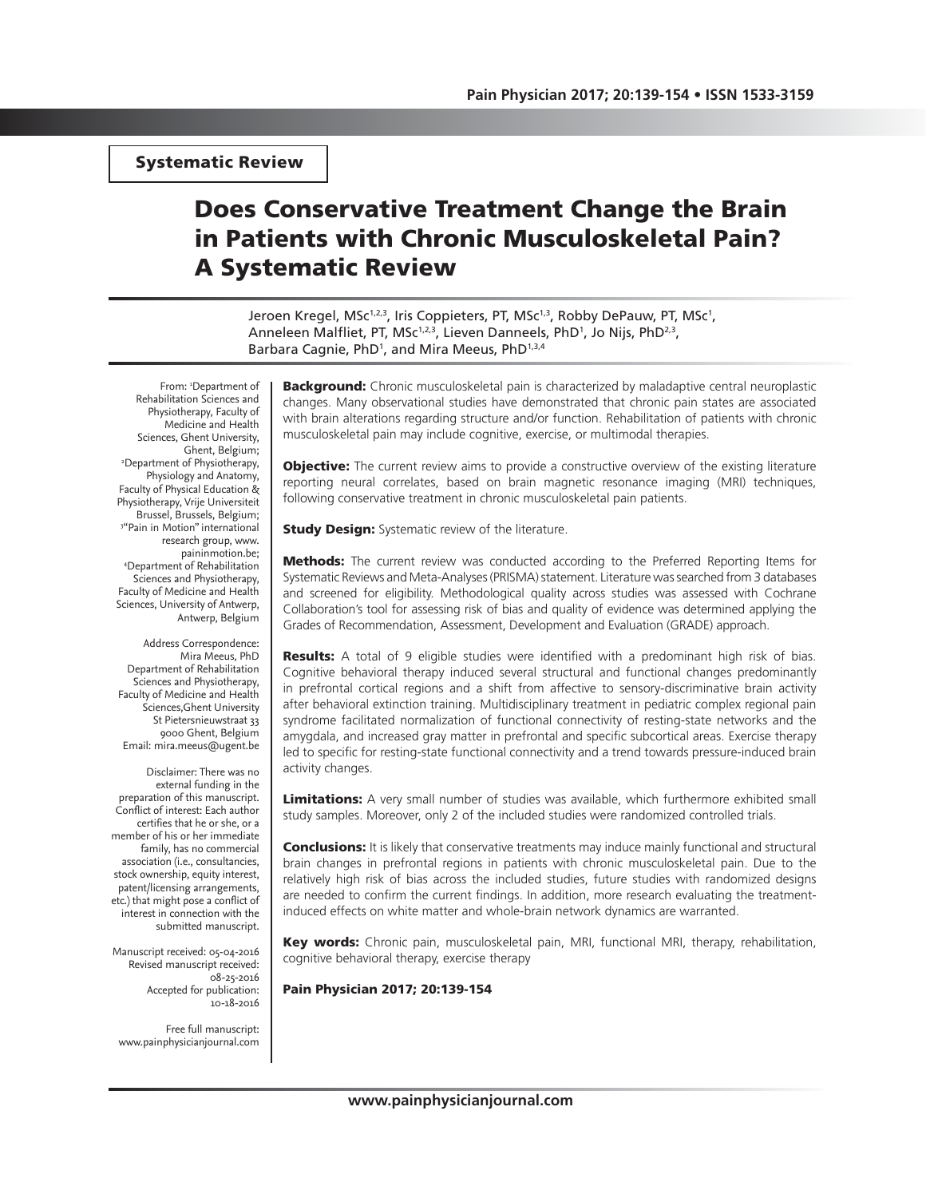Systematic Review

# Does Conservative Treatment Change the Brain in Patients with Chronic Musculoskeletal Pain? A Systematic Review

Jeroen Kregel, MSc[1,2,3], Iris Coppieters, PT, MSc[1,3], Robby DePauw, PT, MSc[1], Anneleen Malfliet, PT, MSc[1,2,3], Lieven Danneels, PhD[1], Jo Nijs, PhD[2,3], Barbara Cagnie, PhD[1], and Mira Meeus, PhD[1,3,4]

From: [1]Department of Rehabilitation Sciences and Physiotherapy, Faculty of Medicine and Health Sciences, Ghent University, Ghent, Belgium; [2]Department of Physiotherapy, Physiology and Anatomy, Faculty of Physical Education & Physiotherapy, Vrije Universiteit Brussel, Brussels, Belgium; [3]"Pain in Motion" international research group, www.paininmotion.be; [4]Department of Rehabilitation Sciences and Physiotherapy, Faculty of Medicine and Health Sciences, University of Antwerp, Antwerp, Belgium

Address Correspondence:
Mira Meeus, PhD
Department of Rehabilitation Sciences and Physiotherapy, Faculty of Medicine and Health Sciences,Ghent University
St Pietersnieuwstraat 33
9000 Ghent, Belgium
Email: mira.meeus@ugent.be

Disclaimer: There was no external funding in the preparation of this manuscript.
Conflict of interest: Each author certifies that he or she, or a member of his or her immediate family, has no commercial association (i.e., consultancies, stock ownership, equity interest, patent/licensing arrangements, etc.) that might pose a conflict of interest in connection with the submitted manuscript.

Manuscript received: 05-04-2016
Revised manuscript received: 08-25-2016
Accepted for publication: 10-18-2016

Free full manuscript: www.painphysicianjournal.com

**Background:** Chronic musculoskeletal pain is characterized by maladaptive central neuroplastic changes. Many observational studies have demonstrated that chronic pain states are associated with brain alterations regarding structure and/or function. Rehabilitation of patients with chronic musculoskeletal pain may include cognitive, exercise, or multimodal therapies.

**Objective:** The current review aims to provide a constructive overview of the existing literature reporting neural correlates, based on brain magnetic resonance imaging (MRI) techniques, following conservative treatment in chronic musculoskeletal pain patients.

**Study Design:** Systematic review of the literature.

**Methods:** The current review was conducted according to the Preferred Reporting Items for Systematic Reviews and Meta-Analyses (PRISMA) statement. Literature was searched from 3 databases and screened for eligibility. Methodological quality across studies was assessed with Cochrane Collaboration's tool for assessing risk of bias and quality of evidence was determined applying the Grades of Recommendation, Assessment, Development and Evaluation (GRADE) approach.

**Results:** A total of 9 eligible studies were identified with a predominant high risk of bias. Cognitive behavioral therapy induced several structural and functional changes predominantly in prefrontal cortical regions and a shift from affective to sensory-discriminative brain activity after behavioral extinction training. Multidisciplinary treatment in pediatric complex regional pain syndrome facilitated normalization of functional connectivity of resting-state networks and the amygdala, and increased gray matter in prefrontal and specific subcortical areas. Exercise therapy led to specific for resting-state functional connectivity and a trend towards pressure-induced brain activity changes.

**Limitations:** A very small number of studies was available, which furthermore exhibited small study samples. Moreover, only 2 of the included studies were randomized controlled trials.

**Conclusions:** It is likely that conservative treatments may induce mainly functional and structural brain changes in prefrontal regions in patients with chronic musculoskeletal pain. Due to the relatively high risk of bias across the included studies, future studies with randomized designs are needed to confirm the current findings. In addition, more research evaluating the treatment-induced effects on white matter and whole-brain network dynamics are warranted.

**Key words:** Chronic pain, musculoskeletal pain, MRI, functional MRI, therapy, rehabilitation, cognitive behavioral therapy, exercise therapy

**Pain Physician 2017; 20:139-154**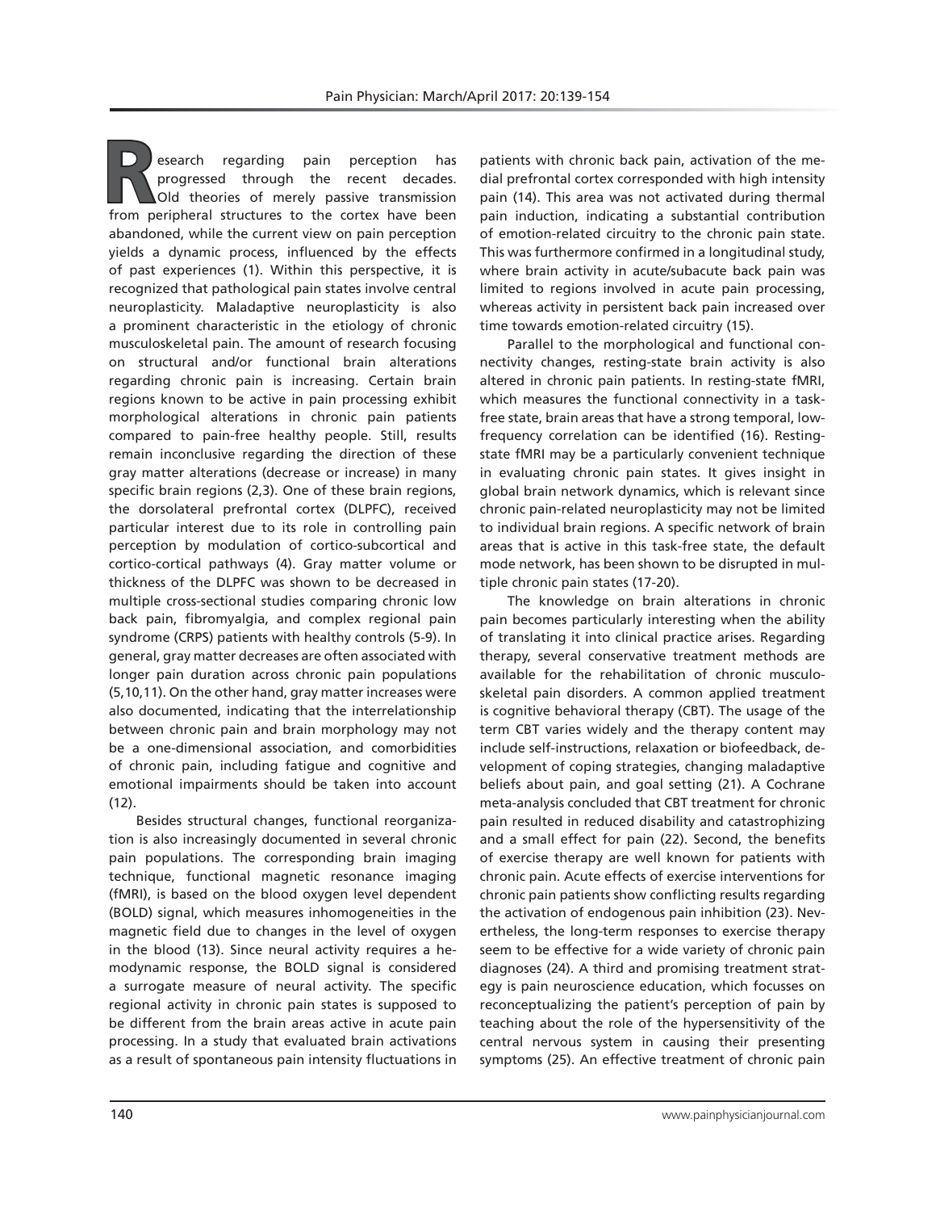Research regarding pain perception has progressed through the recent decades. Old theories of merely passive transmission from peripheral structures to the cortex have been abandoned, while the current view on pain perception yields a dynamic process, influenced by the effects of past experiences (1). Within this perspective, it is recognized that pathological pain states involve central neuroplasticity. Maladaptive neuroplasticity is also a prominent characteristic in the etiology of chronic musculoskeletal pain. The amount of research focusing on structural and/or functional brain alterations regarding chronic pain is increasing. Certain brain regions known to be active in pain processing exhibit morphological alterations in chronic pain patients compared to pain-free healthy peoples. Still, results remain inconclusive regarding the direction of these gray matter alterations (decrease or increase) in many specific brain regions (2,3). One of these brain regions, the dorsolateral prefrontal cortex (DLPFC), received particular interest due to its role in controlling pain perception by modulation of cortico-subcortical and cortico-cortical pathways (4). Gray matter volume or thickness of the DLPFC was shown to be decreased in multiple cross-sectional studies comparing chronic low back pain, fibromyalgia, and complex regional pain syndrome (CRPS) patients with healthy controls (5-9). In general, gray matter decreases are often associated with longer pain duration across chronic pain populations (5,10,11). On the other hand, gray matter increases were also documented, indicating that the interrelationship between chronic pain and brain morphology may not be a one-dimensional association, and comorbidities of chronic pain, including fatigue and cognitive and emotional impairments should be taken into account (12).

Besides structural changes, functional reorganization is also increasingly documented in several chronic pain populations. The corresponding brain imaging technique, functional magnetic resonance imaging (fMRI), is based on the blood oxygen level dependent (BOLD) signal, which measures inhomogeneities in the magnetic field due to changes in the level of oxygen in the blood (13). Since neural activity requires a hemodynamic response, the BOLD signal is considered a surrogate measure of neural activity. The specific regional activity in chronic pain states is supposed to be different from the brain areas active in acute pain processing. In a study that evaluated brain activations as a result of spontaneous pain intensity fluctuations in patients with chronic back pain, activation of the medial prefrontal cortex corresponded with high intensity pain (14). This area was not activated during thermal pain induction, indicating a substantial contribution of emotion-related circuitry to the chronic pain state. This was furthermore confirmed in a longitudinal study, where brain activity in acute/subacute back pain was limited to regions involved in acute pain processing, whereas activity in persistent back pain increased over time towards emotion-related circuitry (15).

Parallel to the morphological and functional connectivity changes, resting-state brain activity is also altered in chronic pain patients. In resting-state fMRI, which measures the functional connectivity in a task-free state, brain areas that have a strong temporal, low-frequency correlation can be identified (16). Resting-state fMRI may be a particularly convenient technique in evaluating chronic pain states. It gives insight in global brain network dynamics, which is relevant since chronic pain-related neuroplasticity may not be limited to individual brain regions. A specific network of brain areas that is active in this task-free state, the default mode network, has been shown to be disrupted in multiple chronic pain states (17-20).

The knowledge on brain alterations in chronic pain becomes particularly interesting when the ability of translating it into clinical practice arises. Regarding therapy, several conservative treatment methods are available for the rehabilitation of chronic musculoskeletal pain disorders. A common applied treatment is cognitive behavioral therapy (CBT). The usage of the term CBT varies widely and the therapy content may include self-instructions, relaxation or biofeedback, development of coping strategies, changing maladaptive beliefs about pain, and goal setting (21). A Cochrane meta-analysis concluded that CBT treatment for chronic pain resulted in reduced disability and catastrophizing and a small effect for pain (22). Second, the benefits of exercise therapy are well known for patients with chronic pain. Acute effects of exercise interventions for chronic pain patients show conflicting results regarding the activation of endogenous pain inhibition (23). Nevertheless, the long-term responses to exercise therapy seem to be effective for a wide variety of chronic pain diagnoses (24). A third and promising treatment strategy is pain neuroscience education, which focusses on reconceptualizing the patient's perception of pain by teaching about the role of the hypersensitivity of the central nervous system in causing their presenting symptoms (25). An effective treatment of chronic pain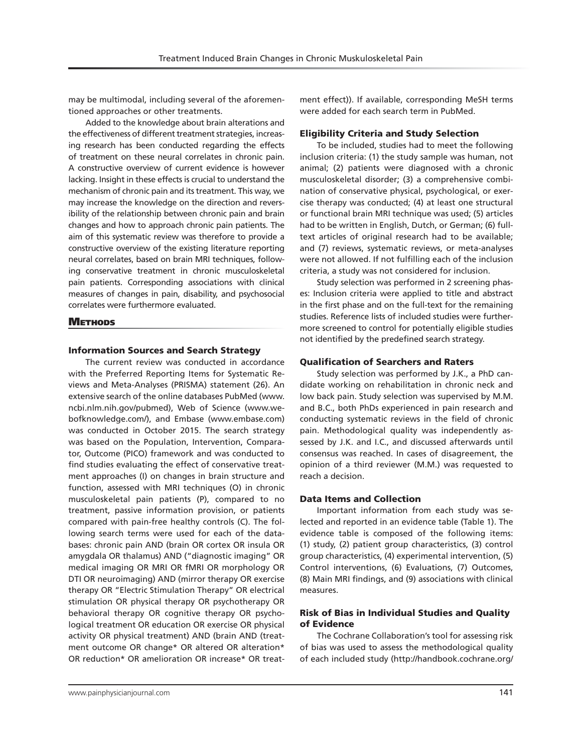may be multimodal, including several of the aforementioned approaches or other treatments.

Added to the knowledge about brain alterations and the effectiveness of different treatment strategies, increasing research has been conducted regarding the effects of treatment on these neural correlates in chronic pain. A constructive overview of current evidence is however lacking. Insight in these effects is crucial to understand the mechanism of chronic pain and its treatment. This way, we may increase the knowledge on the direction and reversibility of the relationship between chronic pain and brain changes and how to approach chronic pain patients. The aim of this systematic review was therefore to provide a constructive overview of the existing literature reporting neural correlates, based on brain MRI techniques, following conservative treatment in chronic musculoskeletal pain patients. Corresponding associations with clinical measures of changes in pain, disability, and psychosocial correlates were furthermore evaluated.

## Methods

### Information Sources and Search Strategy

The current review was conducted in accordance with the Preferred Reporting Items for Systematic Reviews and Meta-Analyses (PRISMA) statement (26). An extensive search of the online databases PubMed (www.ncbi.nlm.nih.gov/pubmed), Web of Science (www.webofknowledge.com/), and Embase (www.embase.com) was conducted in October 2015. The search strategy was based on the Population, Intervention, Comparator, Outcome (PICO) framework and was conducted to find studies evaluating the effect of conservative treatment approaches (I) on changes in brain structure and function, assessed with MRI techniques (O) in chronic musculoskeletal pain patients (P), compared to no treatment, passive intervention provision, or patients compared with pain-free healthy controls (C). The following search terms were used for each of the databases: chronic pain AND (brain OR cortex OR insula OR amygdala OR thalamus) AND ("diagnostic imaging" OR medical imaging OR MRI OR fMRI OR morphology OR DTI OR neuroimaging) AND (mirror therapy OR exercise therapy OR "Electric Stimulation Therapy" OR electrical stimulation OR physical therapy OR psychotherapy OR behavioral therapy OR cognitive therapy OR psychological treatment OR education OR exercise OR physical activity OR physical treatment) AND (brain AND (treatment outcome OR change* OR altered OR alteration* OR reduction* OR amelioration OR increase* OR treatment effect)). If available, corresponding MeSH terms were added for each search term in PubMed.

### Eligibility Criteria and Study Selection

To be included, studies had to meet the following inclusion criteria: (1) the study sample was human, not animal; (2) patients were diagnosed with a chronic musculoskeletal disorder; (3) a comprehensive combination of conservative physical, psychological, or exercise therapy was conducted; (4) at least one structural or functional brain MRI technique was used; (5) articles had to be written in English, Dutch, or German; (6) full-text articles of original research had to be available; and (7) reviews, systematic reviews, or meta-analyses were not allowed. If not fulfilling each of the inclusion criteria, a study was not considered for inclusion.

Study selection was performed in 2 screening phases: Inclusion criteria were applied to title and abstract in the first phase and on the full-text for the remaining studies. Reference lists of included studies were furthermore screened to control for potentially eligible studies not identified by the predefined search strategy.

### Qualification of Searchers and Raters

Study selection was performed by J.K., a PhD candidate working on rehabilitation in chronic neck and low back pain. Study selection was supervised by M.M. and B.C., both PhDs experienced in pain research and conducting systematic reviews in the field of chronic pain. Methodological quality was independently assessed by J.K. and I.C., and discussed afterwards until consensus was reached. In cases of disagreement, the opinion of a third reviewer (M.M.) was requested to reach a decision.

### Data Items and Collection

Important information from each study was selected and reported in an evidence table (Table 1). The evidence table is composed of the following items: (1) study, (2) patient group characteristics, (3) control group characteristics, (4) experimental intervention, (5) Control interventions, (6) Evaluations, (7) Outcomes, (8) Main MRI findings, and (9) associations with clinical measures.

### Risk of Bias in Individual Studies and Quality of Evidence

The Cochrane Collaboration's tool for assessing risk of bias was used to assess the methodological quality of each included study (http://handbook.cochrane.org/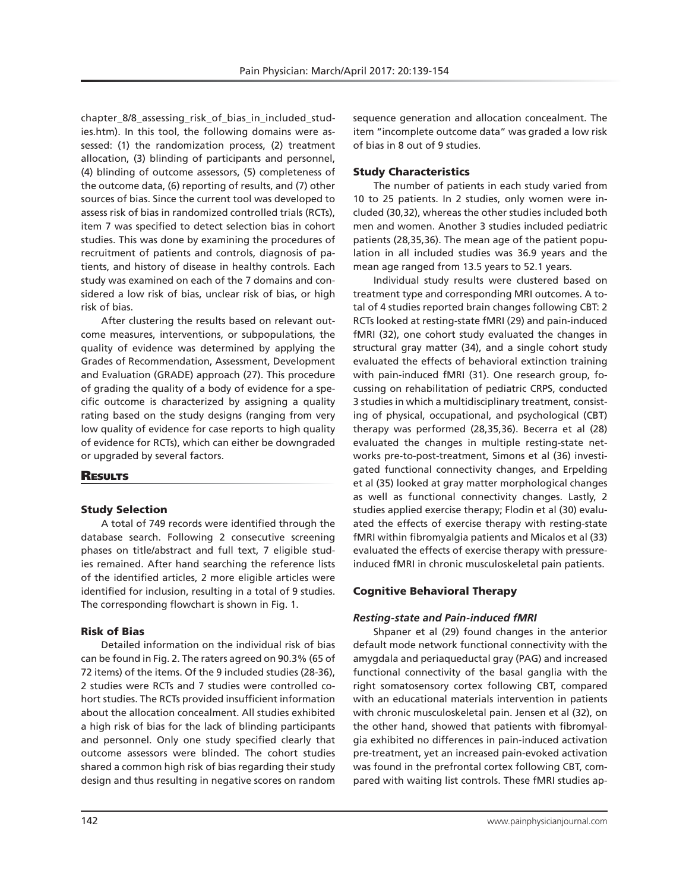chapter_8/8_assessing_risk_of_bias_in_included_studies.htm). In this tool, the following domains were assessed: (1) the randomization process, (2) treatment allocation, (3) blinding of participants and personnel, (4) blinding of outcome assessors, (5) completeness of the outcome data, (6) reporting of results, and (7) other sources of bias. Since the current tool was developed to assess risk of bias in randomized controlled trials (RCTs), item 7 was specified to detect selection bias in cohort studies. This was done by examining the procedures of recruitment of patients and controls, diagnosis of patients, and history of disease in healthy controls. Each study was examined on each of the 7 domains and considered a low risk of bias, unclear risk of bias, or high risk of bias.

After clustering the results based on relevant outcome measures, interventions, or subpopulations, the quality of evidence was determined by applying the Grades of Recommendation, Assessment, Development and Evaluation (GRADE) approach (27). This procedure of grading the quality of a body of evidence for a specific outcome is characterized by assigning a quality rating based on the study designs (ranging from very low quality of evidence for case reports to high quality of evidence for RCTs), which can either be downgraded or upgraded by several factors.

## Results

### Study Selection

A total of 749 records were identified through the database search. Following 2 consecutive screening phases on title/abstract and full text, 7 eligible studies remained. After hand searching the reference lists of the identified articles, 2 more eligible articles were identified for inclusion, resulting in a total of 9 studies. The corresponding flowchart is shown in Fig. 1.

### Risk of Bias

Detailed information on the individual risk of bias can be found in Fig. 2. The raters agreed on 90.3% (65 of 72 items) of the items. Of the 9 included studies (28-36), 2 studies were RCTs and 7 studies were controlled cohort studies. The RCTs provided insufficient information about the allocation concealment. All studies exhibited a high risk of bias for the lack of blinding participants and personnel. Only one study specified clearly that outcome assessors were blinded. The cohort studies shared a common high risk of bias regarding their study design and thus resulting in negative scores on random sequence generation and allocation concealment. The item "incomplete outcome data" was graded a low risk of bias in 8 out of 9 studies.

### Study Characteristics

The number of patients in each study varied from 10 to 25 patients. In 2 studies, only women were included (30,32), whereas the other studies included both men and women. Another 3 studies included pediatric patients (28,35,36). The mean age of the patient population in all included studies was 36.9 years and the mean age ranged from 13.5 years to 52.1 years.

Individual study results were clustered based on treatment type and corresponding MRI outcomes. A total of 4 studies reported brain changes following CBT: 2 RCTs looked at resting-state fMRI (29) and pain-induced fMRI (32), one cohort study evaluated the changes in structural gray matter (34), and a single cohort study evaluated the effects of behavioral extinction training with pain-induced fMRI (31). One research group, focussing on rehabilitation of pediatric CRPS, conducted 3 studies in which a multidisciplinary treatment, consisting of physical, occupational, and psychological (CBT) therapy was performed (28,35,36). Becerra et al (28) evaluated the changes in multiple resting-state networks pre-to-post-treatment, Simons et al (36) investigated functional connectivity changes, and Erpelding et al (35) looked at gray matter morphological changes as well as functional connectivity changes. Lastly, 2 studies applied exercise therapy; Flodin et al (30) evaluated the effects of exercise therapy with resting-state fMRI within fibromyalgia patients and Micalos et al (33) evaluated the effects of exercise therapy with pressure-induced fMRI in chronic musculoskeletal pain patients.

### Cognitive Behavioral Therapy

#### *Resting-state and Pain-induced fMRI*

Shpaner et al (29) found changes in the anterior default mode network functional connectivity with the amygdala and periaqueductal gray (PAG) and increased functional connectivity of the basal ganglia with the right somatosensory cortex following CBT, compared with an educational materials intervention in patients with chronic musculoskeletal pain. Jensen et al (32), on the other hand, showed that patients with fibromyalgia exhibited no differences in pain-induced activation pre-treatment, yet an increased pain-evoked activation was found in the prefrontal cortex following CBT, compared with waiting list controls. These fMRI studies ap-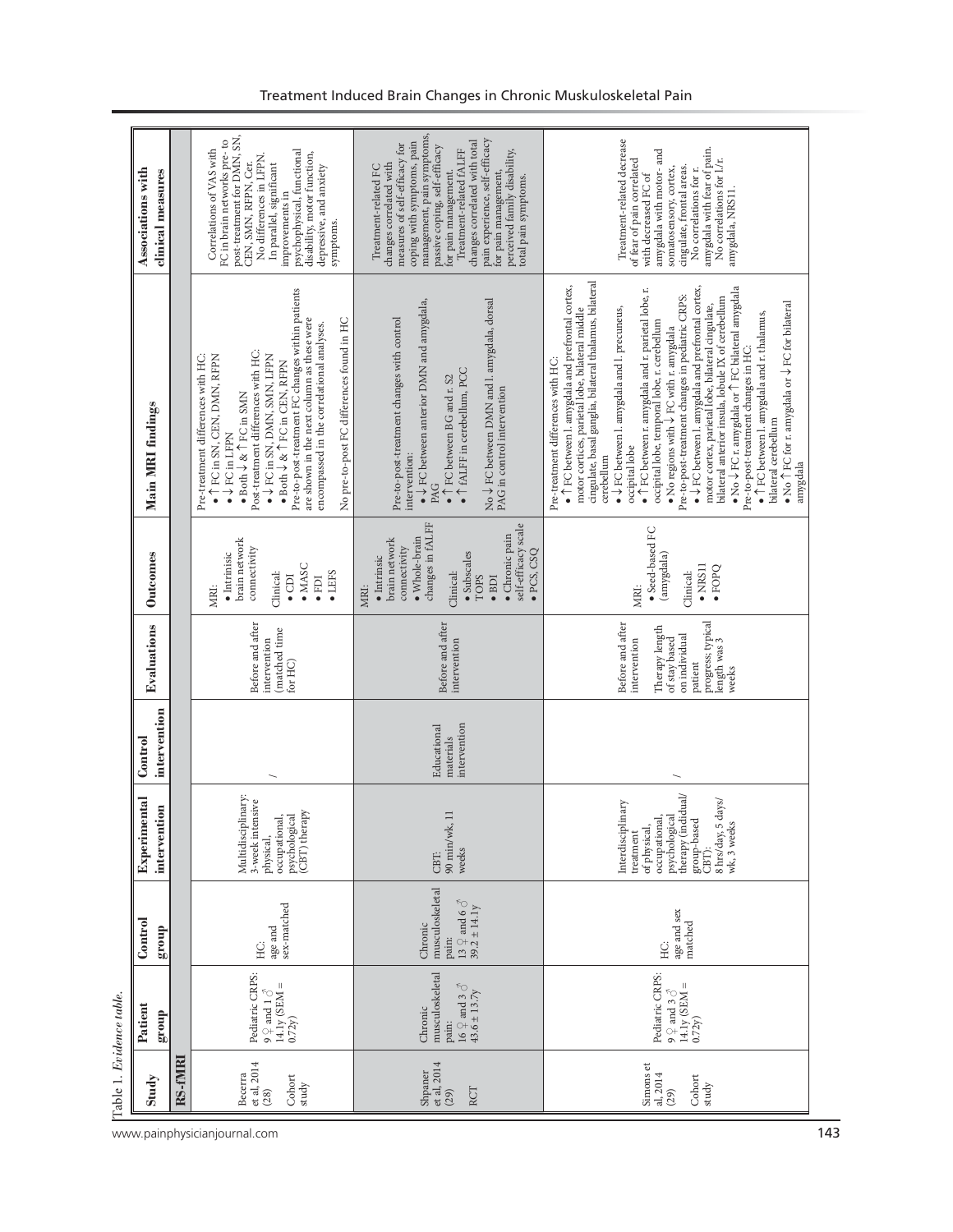Table 1. *Evidence table.*

| Study | Patient group | Control group | Experimental intervention | Control intervention | Evaluations | Outcomes | Main MRI findings | Associations with clinical measures |
|---|---|---|---|---|---|---|---|---|
| **RS-fMRI** | | | | | | | | |
| Becerra et al, 2014 (28) Cohort study | Pediatric CRPS: 9♀ and 1♂ 14.1y (SEM = 0.72y) | HC: age and sex-matched | Multidisciplinary: 3-week intensive physical, occupational, psychological (CBT) therapy | / | Before and after intervention (matched time for HC) | MRI: • Intrinsic brain network connectivity Clinical: • CDI • MASC • FDI • LEFS | Pre-treatment differences with HC: • ↑ FC in SN, CEN, DMN, RFPN • ↓ FC in LFPN • Both ↓ & ↑ FC in SMN Post-treatment differences with HC: • ↓ FC in SN, DMN, SMN, LFPN • Both ↓ & ↑ FC in CEN, RFPN Pre-to-post-treatment FC changes within patients are shown in the next column as these were encompassed in the correlational analyses. No pre-to-post FC differences found in HC | Correlations of VAS with FC in brain networks pre- to post-treatment for DMN, SN, CEN, SMN, RFPN, Cer. No differences in LFPN. In parallel, significant improvements in psychophysical, functional disability, motor function, depressive, and anxiety symptoms. |
| Shpaner et al, 2014 (29) RCT | Chronic musculoskeletal pain: 16♀ and 3♂ 43.6 ± 13.7y | Chronic musculoskeletal pain: 13♀ and 6♂ 39.2 ± 14.1y | CBT: 90 min/wk, 11 weeks | Educational materials intervention | Before and after intervention | MRI: • Intrinsic brain network connectivity • Whole-brain changes in fALFF Clinical: • Subscales TOPS • BDI • Chronic pain self-efficacy scale • PCS, CSQ | Pre-to-post-treatment changes with control intervention: • ↓ FC between anterior DMN and amygdala, PAG • ↑ FC between BG and r. S2 • ↑ fALFF in cerebellum, PCC No ↓ FC between DMN and l. amygdala, dorsal PAG in control intervention | Treatment-related FC changes correlated with measures of self-efficacy for coping with symptoms, pain management, pain symptoms, passive coping, self-efficacy for pain management. Treatment-related fALFF changes correlated with total pain experience, self-efficacy for pain management, perceived family disability, total pain symptoms. |
| Simons et al, 2014 (29) Cohort study | Pediatric CRPS: 9♀ and 3♂ 14.1y (SEM = 0.72y) | HC: age and sex matched | Interdisciplinary treatment of physical, occupational, psychological therapy (individual/group-based CBT): 8 hrs/day, 5 days/wk, 3 weeks | / | Before and after intervention Therapy length of stay based on individual patient progress; typical length was 3 weeks | MRI: • Seed-based FC (amygdala) Clinical: • NRS11 • FOPQ | Pre-treatment differences with HC: • ↑ FC between l. amygdala and prefrontal cortex, motor cortices, parietal lobe, bilateral middle cingulate, basal ganglia, bilateral thalamus, bilateral cerebellum • ↓ FC between l. amygdala and l. precuneus, occipital lobe • ↑ FC between r. amygdala and r. parietal lobe, r. occipital lobe, temporal lobe, r. cerebellum • No regions with ↓ FC with r. amygdala Pre-to-post-treatment changes in pediatric CRPS: • ↓ FC between l. amygdala and prefrontal cortex, motor cortex, parietal lobe, bilateral cingulate, bilateral anterior insula, lobule IX of cerebellum • No ↓ FC r. amygdala or ↑ FC bilateral amygdala Pre-to-post-treatment changes in HC: • ↑ FC between l. amygdala and r. thalamus, bilateral cerebellum • No ↑ FC for r. amygdala or ↓ FC for bilateral amygdala | Treatment-related decrease of fear of pain correlated with decreased FC of amygdala with motor- and somatosensory, cortex, cingulate, frontal areas. No correlations for r. amygdala with fear of pain. No correlations for l./r. amygdala, NRS11. |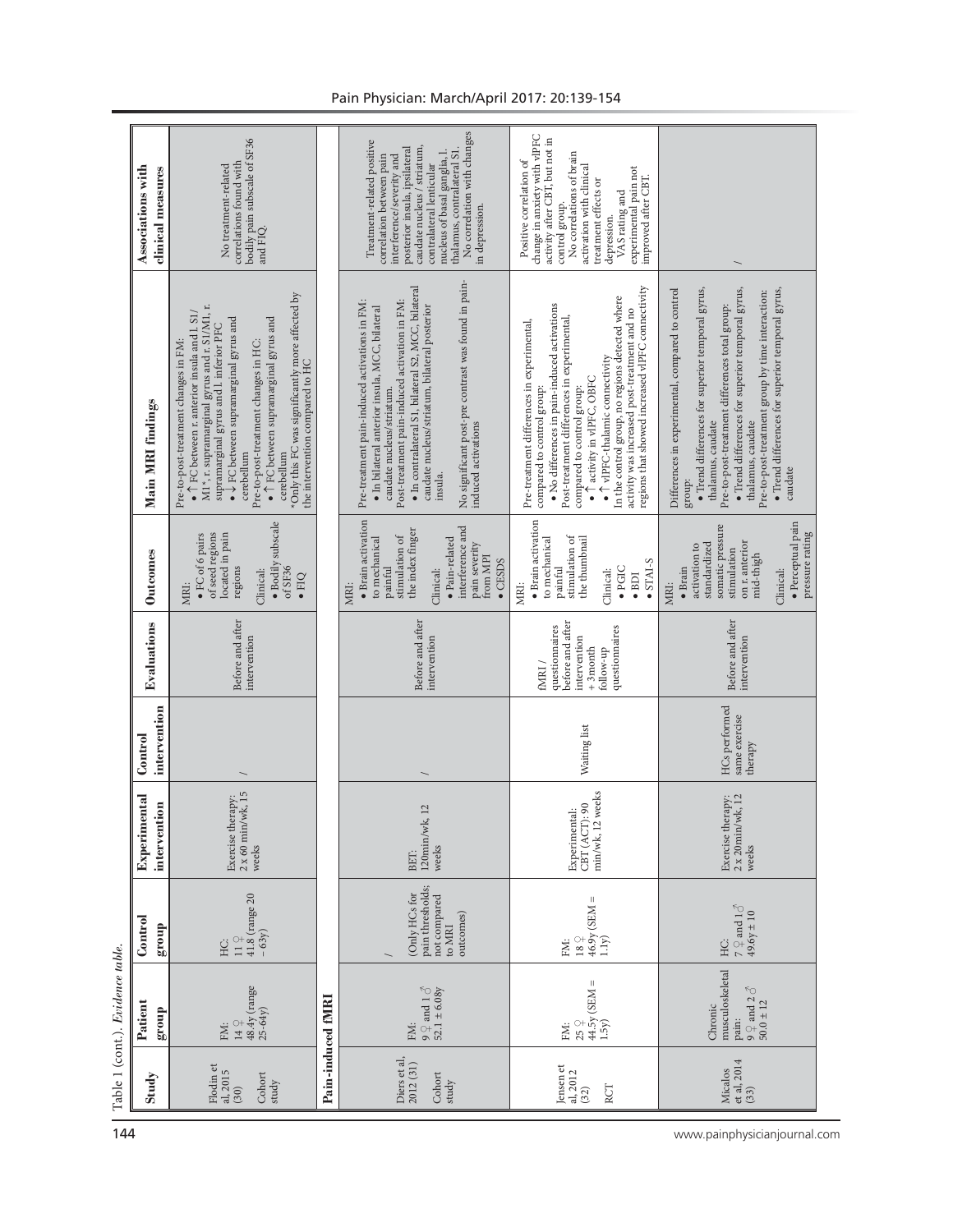Table 1 (cont.). *Evidence table.*

| Study | Patient group | Control group | Experimental intervention | Control intervention | Evaluations | Outcomes | Main MRI findings | Associations with clinical measures |
|---|---|---|---|---|---|---|---|---|
| Flodin et al, 2015 (30) Cohort study | FM: 14 ♀ 48.4y (range 25-64y) | HC: 11 ♀ 41.8 (range 20 – 63y) | Exercise therapy: 2 x 60 min/wk, 15 weeks | / | Before and after intervention | MRI: • FC of 6 pairs of seed regions located in pain regions Clinical: • Bodily subscale of SF36 • FIQ | Pre-to-post-treatment changes in FM: • ↑ FC between r. anterior insula and l. S1/ M1*, r. supramarginal gyrus and r. S1/M1, r. supramarginal gyrus and l. inferior PFC • ↓ FC between supramarginal gyrus and cerebellum Pre-to-post-treatment changes in HC: • ↑ FC between supramarginal gyrus and cerebellum *Only this FC was significantly more affected by the intervention compared to HC | No treatment-related correlations found with bodily pain subscale of SF36 and FIQ. |
| **Pain-induced fMRI** | | | | | | | | |
| Diers et al, 2012 (31) Cohort study | FM: 9 ♀ and 1 ♂ 52.1 ± 6.08y | / (Only HCs for pain thresholds; not compared to MRI outcomes) | BET: 120min/wk, 12 weeks | / | Before and after intervention | MRI: • Brain activation to mechanical painful stimulation of the index finger Clinical: • Pain-related interference and pain severity from MPI • CESDS | Pre-treatment pain-induced activations in FM: • In bilateral anterior insula, MCC, bilateral caudate nucleus/striatum. Post-treatment pain-induced activation in FM: • In contralateral S1, bilateral S2, MCC, bilateral caudate nucleus/striatum, bilateral posterior insula. No significant post-pre contrast was found in pain-induced activations | Treatment-related positive correlation between pain interference/severity and posterior insula, ipsilateral caudate nucleus / striatum, contralateral lenticular nucleus of basal ganglia, l. thalamus, contralateral S1. No correlation with changes in depression. |
| Jensen et al, 2012 (32) RCT | FM: 25 ♀ 44.5y (SEM = 1.5y) | FM: 18 ♀ 46.9y (SEM = 1.1y) | Experimental: CBT (ACT): 90 min/wk, 12 weeks | Waiting list | fMRI / questionnaires before and after intervention + 3month follow-up questionnaires | MRI: • Brain activation to mechanical painful stimulation of the thumbnail Clinical: • PGIC • BDI • STAI-S | Pre-treatment differences in experimental, compared to control group: • No differences in pain-induced activations Post-treatment differences in experimental, compared to control group: • ↑ activity in vlPFC, OBFC • ↑ vlPFC-thalamic connectivity In the control group, no regions detected where activity was increased post-treatment and no regions that showed increased vlPFC connectivity | Positive correlation of change in anxiety with vlPFC activity after CBT, but not in control group. No correlations of brain activation with clinical treatment effects or depression. VAS rating and experimental pain not improved after CBT. |
| Micalos et al, 2014 (33) | Chronic musculoskeletal pain: 9 ♀ and 2 ♂ 50.0 ± 12 | HC: 7 ♀ and 1 ♂ 49.6y ± 10 | Exercise therapy: 2 x 20min/wk, 12 weeks | HCs performed same exercise therapy | Before and after intervention | MRI: • Brain activation to standardized somatic pressure stimulation on r. anterior mid-thigh Clinical: • Perceptual pain pressure rating | Differences in experimental, compared to control group: • Trend differences for superior temporal gyrus, thalamus, caudate Pre-to-post-treatment differences total group: • Trend differences for superior temporal gyrus, thalamus, caudate Pre-to-post-treatment group by time interaction: • Trend differences for superior temporal gyrus, caudate | / |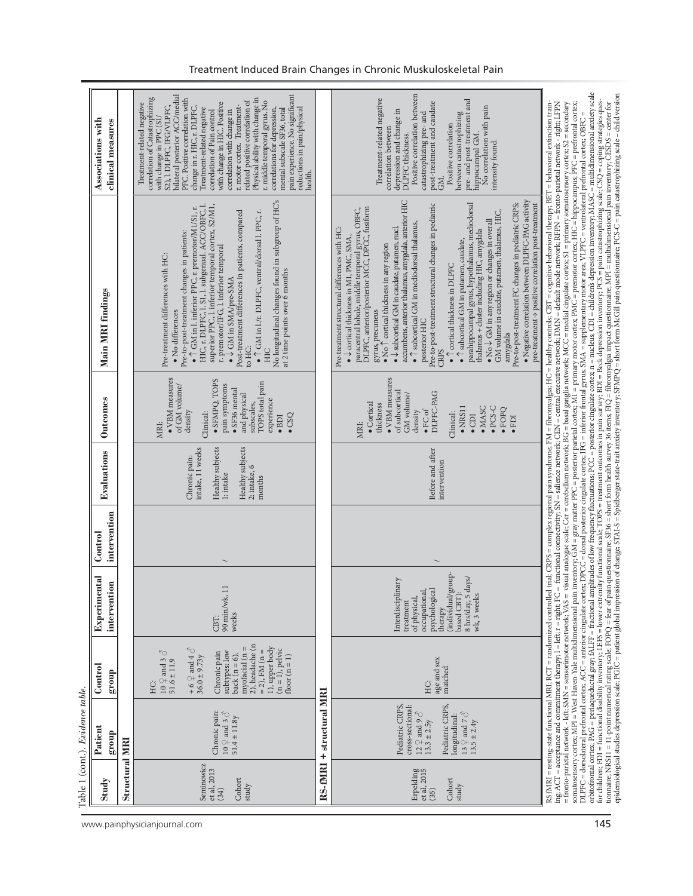Table 1 (cont.). *Evidence table.*

| Study | Patient group | Control group | Experimental intervention | Control intervention | Evaluations | Outcomes | Main MRI findings | Associations with clinical measures |
|---|---|---|---|---|---|---|---|---|
| **Structural MRI** | | | | | | | | |
| Seminowicz et al, 2013 (34) Cohort study | Chronic pain: 10 ♀ and 3 ♂ 51.4 ± 11.8y | HC: 10 ♀ and 3 ♂ 51.6 ± 11.9 + 6 ♀ and 4 ♂ 36.0 ± 9.73y Chronic pain subtypes: low back (n = 6), myofacial (n = 2), headache (n = 2), FM (n = 1), upper body (n = 1), pelvic floor (n = 1) | CBT: 90 min/wk, 11 weeks | / | Chronic pain: intake, 11 weeks Healthy subjects 1: intake Healthy subjects 2: intake, 6 months | MRI: • VBM measures of GM volume/ density Clinical: • SFMPQ, TOPS pain symptoms • SF36 mental and physical subscales, TOPS total pain experience • BDI • CSQ | Pre-treatment differences with HC: • No differences Pre-to-post-treatment changes in patients: • ↑ GM in l. inferior PPC, r. premotor/M1/S1, r. HIC, r. DLPFC, l. S1, l. subgenual. ACC/OBFC, l. superior PPC, l. inferior temporal cortex, S2/M1, r. premotor/IFG, l. inferior temporal • ↓ GM in SMA/pre-SMA Post-treatment differences in patients, compared to HC: • ↑ GM in l./r. DLPFC, ventral/dorsal l. PPC, r. HIC No longitudinal changes found in subgroup of HC's at 2 time points over 6 months | Treatment-related negative correlation of Catastrophizing with change in PPC (SI/S2), l. DLPFC, IFG/VLPFC, bilateral posterior ACC/medial PFC. Positive correlation with change in r. HIC, r. DLPFC. Treatment-related negative correlation of Pain control with change in HIC. Positive correlation with change in r. motor cortex. Treatment-related positive correlation of Physical ability with change in r. middle temporal gyrus. No correlations for depression, mental subscale SF36, total pain experience. No significant reductions in pain/physical health. |
| **RS-fMRI + structural MRI** | | | | | | | | |
| Erpelding et al, 2015 (35) Cohort study | Pediatric CRPS, cross-sectional: 12 ♀ and 9 ♂ 13.3 ± 2.5y Pediatric CRPS, longitudinal: 13 ♀ and 7 ♂ 13.5 ± 2.4y | HC: age and sex matched | Interdisciplinary treatment of physical, occupational, psychological therapy (individual/group-based CBT): 8 hrs/day, 5 days/wk, 3 weeks | / | Before and after intervention | MRI: • Cortical thickness • VBM measures of subcortical GM volume/ density • FC of DLPFC-PAG Clinical: • NRS11 • CDI • MASC • PCS-C • FOPQ • FDI | Pre-treatment structural differences with HC: • ↓ cortical thickness in M1, PMC, SMA, paracentral lobule, middle temporal gyrus, OBFC, DLPFC, anterior/posterior MCC, DPCC, fusiform gyrus, precuneus • No ↑ cortical thickness in any region • ↓ subcortical GM in caudate, putamen, nucl. accumbens, anterior thalamus, amygdala, anterior HIC • ↑ subcortical GM in mediodorsal thalamus, posterior HIC Pre-to-post-treatment structural changes in pediatric CRPS • ↑ cortical thickness in DLPFC • ↑ subcortical GM in putamen, caudate, parahippocampal gyrus, hypothalamus, mediodorsal thalamus + cluster including HIC, amygdala • No ↓ GM in any region or changes in overall GM volume in caudate, putamen, thalamus, HIC, amygdala Pre-to-post-treatment FC changes in pediatric CRPS: • Negative correlation between DLPFC-PAG activity pre-treatment → positive correlation post-treatment | Treatment-related negative correlation between depression and change in DLPFC thickness. Positive correlation between catastrophizing pre- and post-treatment and caudate GM. Positive correlation between catastrophizing pre- and post-treatment and hippocampal GM. No correlation with pain intensity found. |

RSfMRI = resting-state functional MRI; RCT = randomized controlled trial; CRPS = complex regional pain syndrome; FM = fibromyalgia; HC = healthy controls; CBT = cognitive behavioral therapy; BET = behavioral extinction training; ACT = acceptance and commitment therapy; l = left; r = right; FC = functional connectivity; SN = salience network; CEN = central executive network; DMN = default mode network; RFPN = fronto-parietal network - right; LFPN = fronto-parietal network - left; SMN = sensorimotor network; VAS = visual analogue scale; Cer = cerebellum network; BG = basal ganglia network; MCC = medial cingulate cortex; S1 = primary somatosensory cortex; S2 = secondary somatosensory cortex; MPI = West Haven-Yale multidimensional pain inventory; GM = gray matter PPC = posterior parietal cortex; M1 = primary motor cortex; PMC = premotor cortex; HIC = hippocampus; PFC = prefrontal cortex; DLPFC = dorsolateral prefrontal cortex; ACC = anterior cingulate cortex; DPCC = dorsal posterior cingulate cortex; IFG = inferior frontal gyrus; SMA = supplementary motor area; VLPFC = ventrolateral prefrontal cortex; OBFC = orbitofrontal cortex; PAG = periaqueductal gray; fALFF = fractional amplitudes of low frequency fluctuations; PCC = posterior cingulate cortex; n = nucleus; CDI = children's depression inventory; MASC = multidimensional anxiety scale for children; FDI = functional disability inventory; LEFS = lower extremity functional scale; TOPS = treatment outcomes in pain survey; BDI = Beck depression inventory; PCS = pain catastrophizing scale; CSQ = coping strategies questionnaire; NRS11 = 11-point numerical rating scale; FOPQ = fear of pain questionnaire; SF36 = short form health survey 36 items; FIQ = fibromyalgia impact questionnaire; MPI = multidimensional pain inventory; CESDS = center for epidemiological studies depression scale; PGIC = patient global impression of change; STAI-S = Spielberger state-trait anxiety inventory; SFMPQ = short form McGill pain questionnaire; PCS-C = pain catastrophizing scale – child version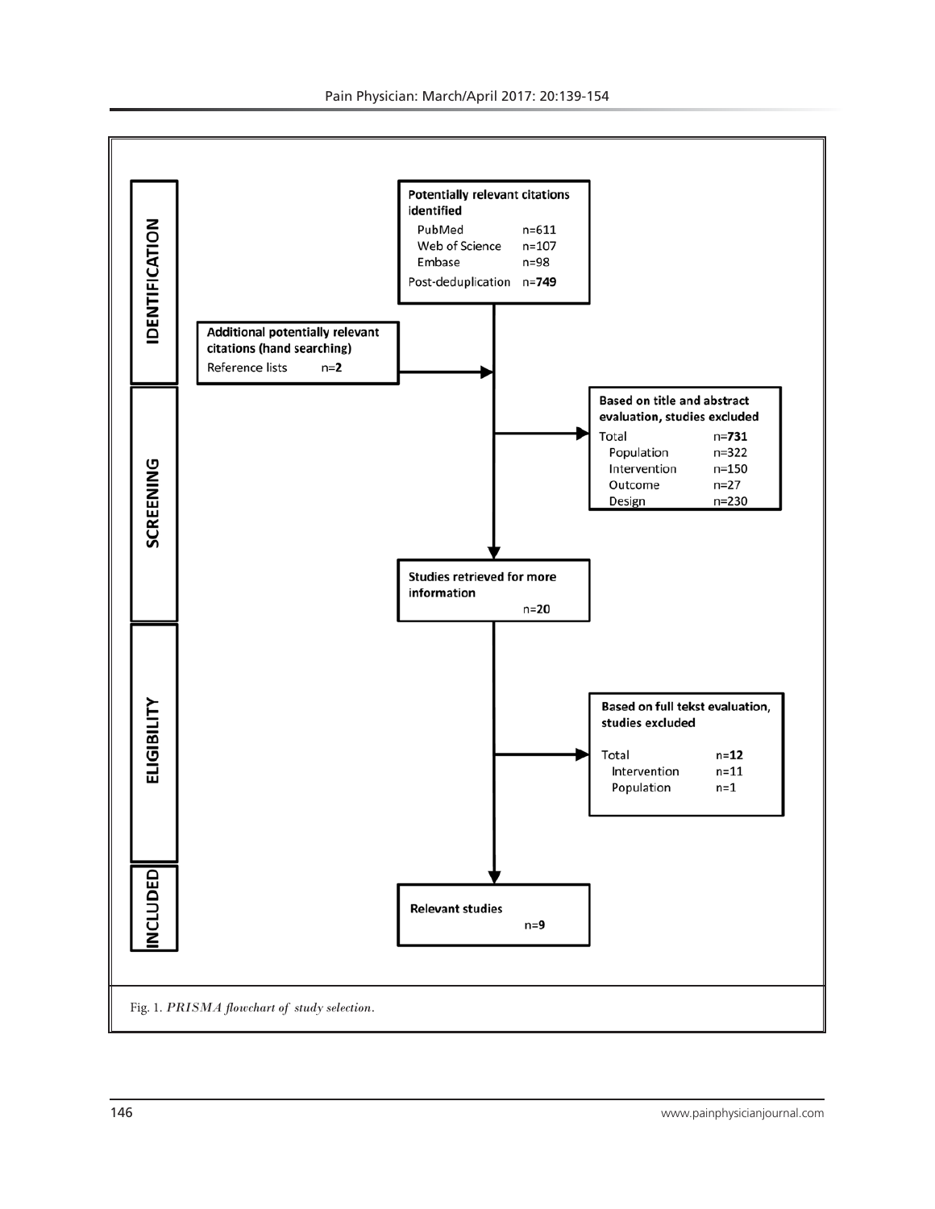IDENTIFICATION

**Potentially relevant citations identified**

PubMed n=611
Web of Science n=107
Embase n=98
Post-deduplication n=**749**

**Additional potentially relevant citations (hand searching)**

Reference lists n=**2**

SCREENING

**Based on title and abstract evaluation, studies excluded**

Total n=**731**
Population n=322
Intervention n=150
Outcome n=27
Design n=230

**Studies retrieved for more information**

n=**20**

ELIGIBILITY

**Based on full tekst evaluation, studies excluded**

Total n=**12**
Intervention n=11
Population n=1

INCLUDED

**Relevant studies**

n=**9**

Fig. 1. *PRISMA flowchart of study selection.*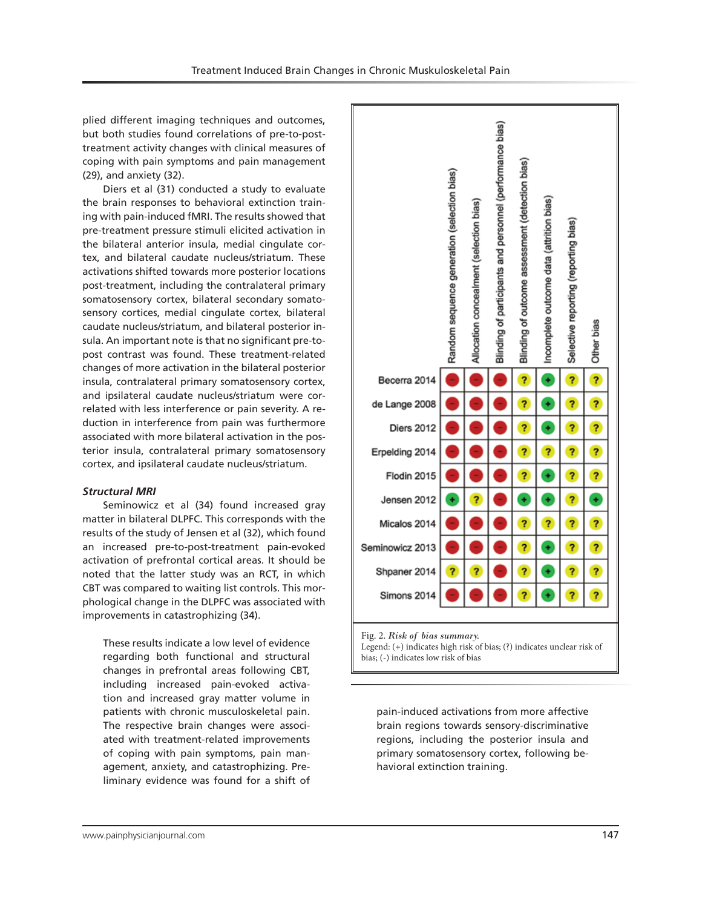plied different imaging techniques and outcomes, but both studies found correlations of pre-to-post-treatment activity changes with clinical measures of coping with pain symptoms and pain management (29), and anxiety (32).

Diers et al (31) conducted a study to evaluate the brain responses to behavioral extinction training with pain-induced fMRI. The results showed that pre-treatment pressure stimuli elicited activation in the bilateral anterior insula, medial cingulate cortex, and bilateral caudate nucleus/striatum. These activations shifted towards more posterior locations post-treatment, including the contralateral primary somatosensory cortex, bilateral secondary somatosensory cortices, medial cingulate cortex, bilateral caudate nucleus/striatum, and bilateral posterior insula. An important note is that no significant pre-to-post contrast was found. These treatment-related changes of more activation in the bilateral posterior insula, contralateral primary somatosensory cortex, and ipsilateral caudate nucleus/striatum were correlated with less interference or pain severity. A reduction in interference from pain was furthermore associated with more bilateral activation in the posterior insula, contralateral primary somatosensory cortex, and ipsilateral caudate nucleus/striatum.

### *Structural MRI*

Seminowicz et al (34) found increased gray matter in bilateral DLPFC. This corresponds with the results of the study of Jensen et al (32), which found an increased pre-to-post-treatment pain-evoked activation of prefrontal cortical areas. It should be noted that the latter study was an RCT, in which CBT was compared to waiting list controls. This morphological change in the DLPFC was associated with improvements in catastrophizing (34).

> These results indicate a low level of evidence regarding both functional and structural changes in prefrontal areas following CBT, including increased pain-evoked activation and increased gray matter volume in patients with chronic musculoskeletal pain. The respective brain changes were associated with treatment-related improvements of coping with pain symptoms, pain management, anxiety, and catastrophizing. Preliminary evidence was found for a shift of pain-induced activations from more affective brain regions towards sensory-discriminative regions, including the posterior insula and primary somatosensory cortex, following behavioral extinction training.

| | Random sequence generation (selection bias) | Allocation concealment (selection bias) | Blinding of participants and personnel (performance bias) | Blinding of outcome assessment (detection bias) | Incomplete outcome data (attrition bias) | Selective reporting (reporting bias) | Other bias |
|---|---|---|---|---|---|---|---|
| Becerra 2014 | - | - | - | ? | + | ? | ? |
| de Lange 2008 | - | - | - | ? | + | ? | ? |
| Diers 2012 | - | - | - | ? | + | ? | ? |
| Erpelding 2014 | - | - | - | ? | ? | ? | ? |
| Flodin 2015 | - | - | - | ? | + | ? | ? |
| Jensen 2012 | + | ? | - | + | + | ? | + |
| Micalos 2014 | - | - | - | ? | ? | ? | ? |
| Seminowicz 2013 | - | - | - | ? | + | ? | ? |
| Shpaner 2014 | ? | ? | - | ? | + | ? | ? |
| Simons 2014 | - | - | - | ? | + | ? | ? |

Fig. 2. *Risk of bias summary.*
Legend: (+) indicates high risk of bias; (?) indicates unclear risk of bias; (-) indicates low risk of bias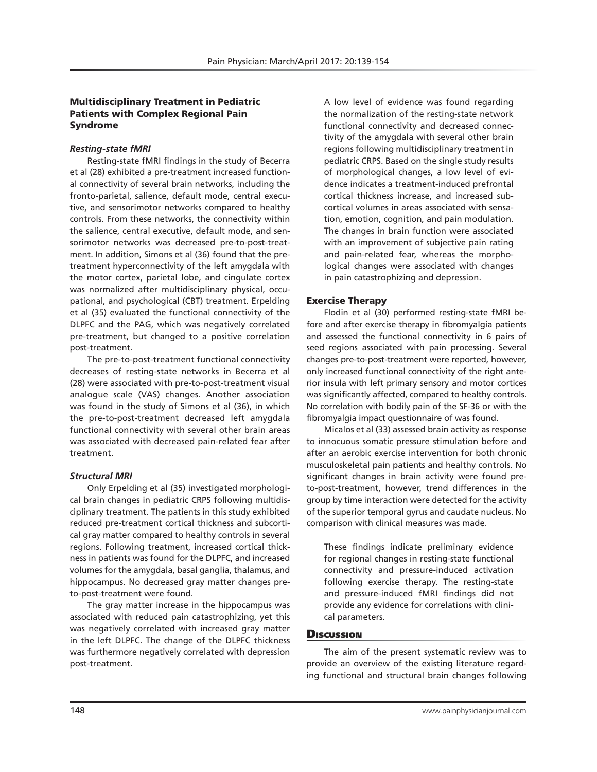### Multidisciplinary Treatment in Pediatric Patients with Complex Regional Pain Syndrome

#### *Resting-state fMRI*

Resting-state fMRI findings in the study of Becerra et al (28) exhibited a pre-treatment increased functional connectivity of several brain networks, including the fronto-parietal, salience, default mode, central executive, and sensorimotor networks compared to healthy controls. From these networks, the connectivity within the salience, central executive, default mode, and sensorimotor networks was decreased pre-to-post-treatment. In addition, Simons et al (36) found that the pre-treatment hyperconnectivity of the left amygdala with the motor cortex, parietal lobe, and cingulate cortex was normalized after multidisciplinary physical, occupational, and psychological (CBT) treatment. Erpelding et al (35) evaluated the functional connectivity of the DLPFC and the PAG, which was negatively correlated pre-treatment, but changed to a positive correlation post-treatment.

The pre-to-post-treatment functional connectivity decreases of resting-state networks in Becerra et al (28) were associated with pre-to-post-treatment visual analogue scale (VAS) changes. Another association was found in the study of Simons et al (36), in which the pre-to-post-treatment decreased left amygdala functional connectivity with several other brain areas was associated with decreased pain-related fear after treatment.

#### *Structural MRI*

Only Erpelding et al (35) investigated morphological brain changes in pediatric CRPS following multidisciplinary treatment. The patients in this study exhibited reduced pre-treatment cortical thickness and subcortical gray matter compared to healthy controls in several regions. Following treatment, increased cortical thickness in patients was found for the DLPFC, and increased volumes for the amygdala, basal ganglia, thalamus, and hippocampus. No decreased gray matter changes pre-to-post-treatment were found.

The gray matter increase in the hippocampus was associated with reduced pain catastrophizing, yet this was negatively correlated with increased gray matter in the left DLPFC. The change of the DLPFC thickness was furthermore negatively correlated with depression post-treatment.

> A low level of evidence was found regarding the normalization of the resting-state network functional connectivity and decreased connectivity of the amygdala with several other brain regions following multidisciplinary treatment in pediatric CRPS. Based on the single study results of morphological changes, a low level of evidence indicates a treatment-induced prefrontal cortical thickness increase, and increased subcortical volumes in areas associated with sensation, emotion, cognition, and pain modulation. The changes in brain function were associated with an improvement of subjective pain rating and pain-related fear, whereas the morphological changes were associated with changes in pain catastrophizing and depression.

### Exercise Therapy

Flodin et al (30) performed resting-state fMRI before and after exercise therapy in fibromyalgia patients and assessed the functional connectivity in 6 pairs of seed regions associated with pain processing. Several changes pre-to-post-treatment were reported, however, only increased functional connectivity of the right anterior insula with left primary sensory and motor cortices was significantly affected, compared to healthy controls. No correlation with bodily pain of the SF-36 or with the fibromyalgia impact questionnaire of was found.

Micalos et al (33) assessed brain activity as response to innocuous somatic pressure stimulation before and after an aerobic exercise intervention for both chronic musculoskeletal pain patients and healthy controls. No significant changes in brain activity were found pre-to-post-treatment, however, trend differences in the group by time interaction were detected for the activity of the superior temporal gyrus and caudate nucleus. No comparison with clinical measures was made.

> These findings indicate preliminary evidence for regional changes in resting-state functional connectivity and pressure-induced activation following exercise therapy. The resting-state and pressure-induced fMRI findings did not provide any evidence for correlations with clinical parameters.

## Discussion

The aim of the present systematic review was to provide an overview of the existing literature regarding functional and structural brain changes following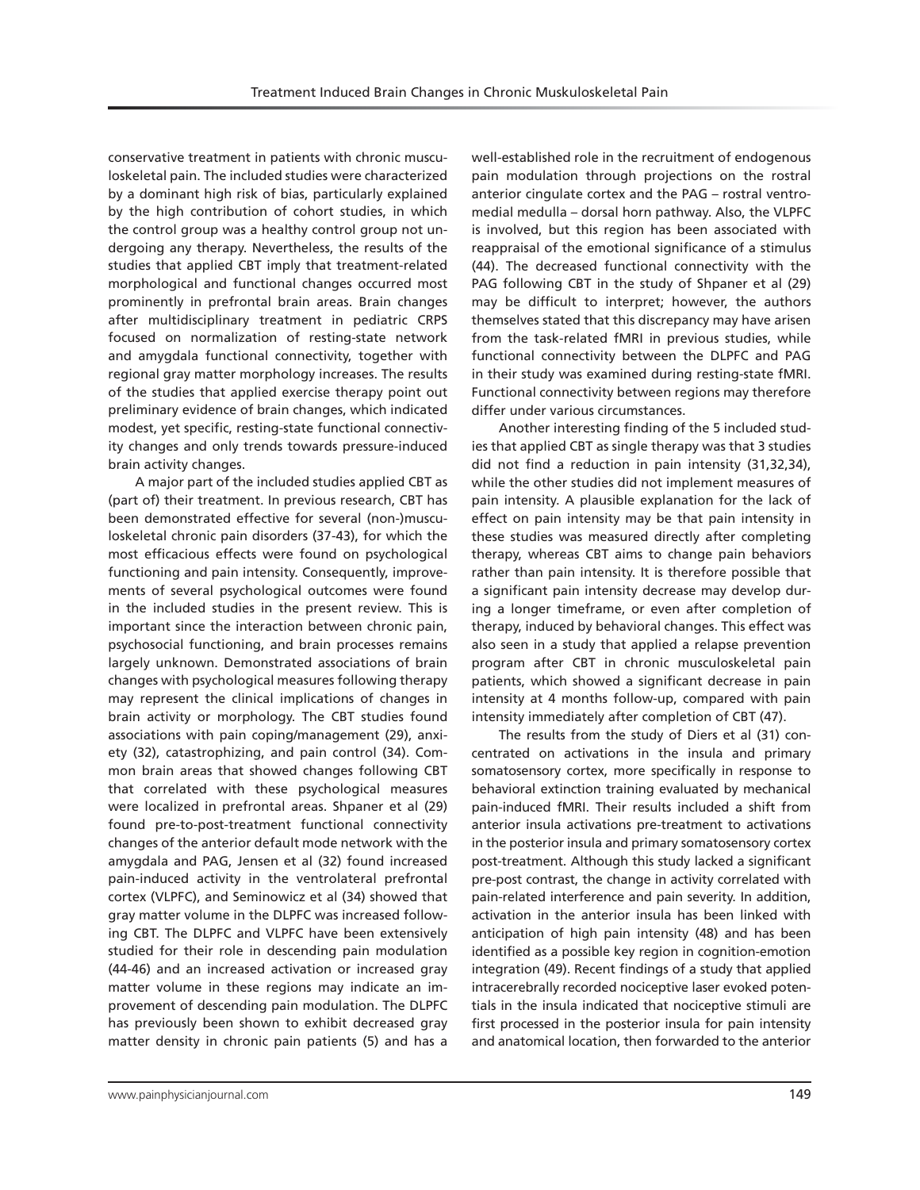conservative treatment in patients with chronic musculoskeletal pain. The included studies were characterized by a dominant high risk of bias, particularly explained by the high contribution of cohort studies, in which the control group was a healthy control group not undergoing any therapy. Nevertheless, the results of the studies that applied CBT imply that treatment-related morphological and functional changes occurred most prominently in prefrontal brain areas. Brain changes after multidisciplinary treatment in pediatric CRPS focused on normalization of resting-state network and amygdala functional connectivity, together with regional gray matter morphology increases. The results of the studies that applied exercise therapy point out preliminary evidence of brain changes, which indicated modest, yet specific, resting-state functional connectivity changes and only trends towards pressure-induced brain activity changes.

A major part of the included studies applied CBT as (part of) their treatment. In previous research, CBT has been demonstrated effective for several (non-)musculoskeletal chronic pain disorders (37-43), for which the most efficacious effects were found on psychological functioning and pain intensity. Consequently, improvements of several psychological outcomes were found in the included studies in the present review. This is important since the interaction between chronic pain, psychosocial functioning, and brain processes remains largely unknown. Demonstrated associations of brain changes with psychological measures following therapy may represent the clinical implications of changes in brain activity or morphology. The CBT studies found associations with pain coping/management (29), anxiety (32), catastrophizing, and pain control (34). Common brain areas that showed changes following CBT that correlated with these psychological measures were localized in prefrontal areas. Shpaner et al (29) found pre-to-post-treatment functional connectivity changes of the anterior default mode network with the amygdala and PAG, Jensen et al (32) found increased pain-induced activity in the ventrolateral prefrontal cortex (VLPFC), and Seminowicz et al (34) showed that gray matter volume in the DLPFC was increased following CBT. The DLPFC and VLPFC have been extensively studied for their role in descending pain modulation (44-46) and an increased activation or increased gray matter volume in these regions may indicate an improvement of descending pain modulation. The DLPFC has previously been shown to exhibit decreased gray matter density in chronic pain patients (5) and has a well-established role in the recruitment of endogenous pain modulation through projections on the rostral anterior cingulate cortex and the PAG – rostral ventromedial medulla – dorsal horn pathway. Also, the VLPFC is involved, but this region has been associated with reappraisal of the emotional significance of a stimulus (44). The decreased functional connectivity with the PAG following CBT in the study of Shpaner et al (29) may be difficult to interpret; however, the authors themselves stated that this discrepancy may have arisen from the task-related fMRI in previous studies, while functional connectivity between the DLPFC and PAG in their study was examined during resting-state fMRI. Functional connectivity between regions may therefore differ under various circumstances.

Another interesting finding of the 5 included studies that applied CBT as single therapy was that 3 studies did not find a reduction in pain intensity (31,32,34), while the other studies did not implement measures of pain intensity. A plausible explanation for the lack of effect on pain intensity may be that pain intensity in these studies was measured directly after completing therapy, whereas CBT aims to change pain behaviors rather than pain intensity. It is therefore possible that a significant pain intensity decrease may develop during a longer timeframe, or even after completion of therapy, induced by behavioral changes. This effect was also seen in a study that applied a relapse prevention program after CBT in chronic musculoskeletal pain patients, which showed a significant decrease in pain intensity at 4 months follow-up, compared with pain intensity immediately after completion of CBT (47).

The results from the study of Diers et al (31) concentrated on activations in the insula and primary somatosensory cortex, more specifically in response to behavioral extinction training evaluated by mechanical pain-induced fMRI. Their results included a shift from anterior insula activations pre-treatment to activations in the posterior insula and primary somatosensory cortex post-treatment. Although this study lacked a significant pre-post contrast, the change in activity correlated with pain-related interference and pain severity. In addition, activation in the anterior insula has been linked with anticipation of high pain intensity (48) and has been identified as a possible key region in cognition-emotion integration (49). Recent findings of a study that applied intracerebrally recorded nociceptive laser evoked potentials in the insula indicated that nociceptive stimuli are first processed in the posterior insula for pain intensity and anatomical location, then forwarded to the anterior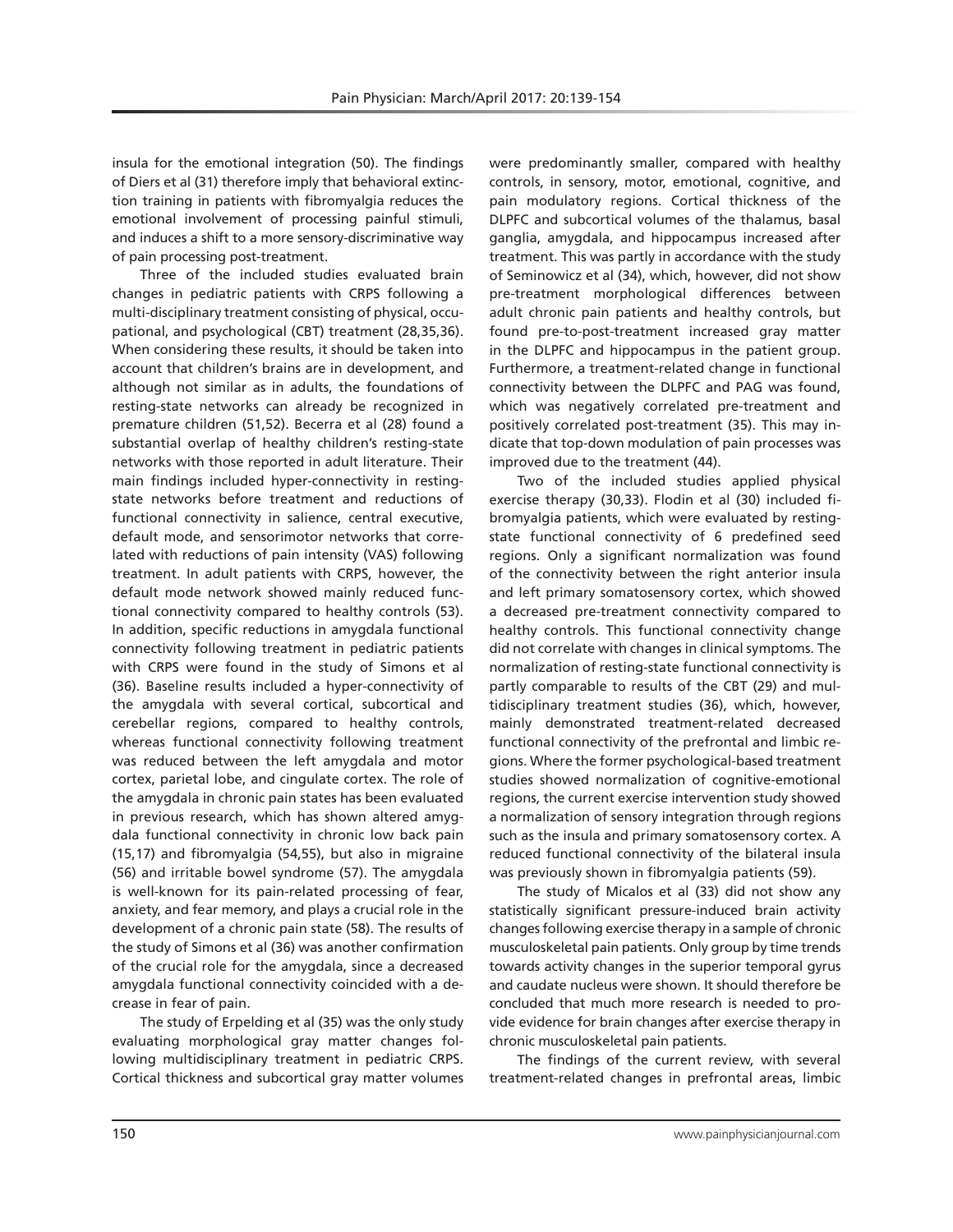insula for the emotional integration (50). The findings of Diers et al (31) therefore imply that behavioral extinction training in patients with fibromyalgia reduces the emotional involvement of processing painful stimuli, and induces a shift to a more sensory-discriminative way of pain processing post-treatment.

Three of the included studies evaluated brain changes in pediatric patients with CRPS following a multi-disciplinary treatment consisting of physical, occupational, and psychological (CBT) treatment (28,35,36). When considering these results, it should be taken into account that children's brains are in development, and although not similar as in adults, the foundations of resting-state networks can already be recognized in premature children (51,52). Becerra et al (28) found a substantial overlap of healthy children's resting-state networks with those reported in adult literature. Their main findings included hyper-connectivity in resting-state networks before treatment and reductions of functional connectivity in salience, central executive, default mode, and sensorimotor networks that correlated with reductions of pain intensity (VAS) following treatment. In adult patients with CRPS, however, the default mode network showed mainly reduced functional connectivity compared to healthy controls (53). In addition, specific reductions in amygdala functional connectivity following treatment in pediatric patients with CRPS were found in the study of Simons et al (36). Baseline results included a hyper-connectivity of the amygdala with several cortical, subcortical and cerebellar regions, compared to healthy controls, whereas functional connectivity following treatment was reduced between the left amygdala and motor cortex, parietal lobe, and cingulate cortex. The role of the amygdala in chronic pain states has been evaluated in previous research, which has shown altered amygdala functional connectivity in chronic low back pain (15,17) and fibromyalgia (54,55), but also in migraine (56) and irritable bowel syndrome (57). The amygdala is well-known for its pain-related processing of fear, anxiety, and fear memory, and plays a crucial role in the development of a chronic pain state (58). The results of the study of Simons et al (36) was another confirmation of the crucial role for the amygdala, since a decreased amygdala functional connectivity coincided with a decrease in fear of pain.

The study of Erpelding et al (35) was the only study evaluating morphological gray matter changes following multidisciplinary treatment in pediatric CRPS. Cortical thickness and subcortical gray matter volumes were predominantly smaller, compared with healthy controls, in sensory, motor, emotional, cognitive, and pain modulatory regions. Cortical thickness of the DLPFC and subcortical volumes of the thalamus, basal ganglia, amygdala, and hippocampus increased after treatment. This was partly in accordance with the study of Seminowicz et al (34), which, however, did not show pre-treatment morphological differences between adult chronic pain patients and healthy controls, but found pre-to-post-treatment increased gray matter in the DLPFC and hippocampus in the patient group. Furthermore, a treatment-related change in functional connectivity between the DLPFC and PAG was found, which was negatively correlated pre-treatment and positively correlated post-treatment (35). This may indicate that top-down modulation of pain processes was improved due to the treatment (44).

Two of the included studies applied physical exercise therapy (30,33). Flodin et al (30) included fibromyalgia patients, which were evaluated by resting-state functional connectivity of 6 predefined seed regions. Only a significant normalization was found of the connectivity between the right anterior insula and left primary somatosensory cortex, which showed a decreased pre-treatment connectivity compared to healthy controls. This functional connectivity change did not correlate with changes in clinical symptoms. The normalization of resting-state functional connectivity is partly comparable to results of the CBT (29) and multidisciplinary treatment studies (36), which, however, mainly demonstrated treatment-related decreased functional connectivity of the prefrontal and limbic regions. Where the former psychological-based treatment studies showed normalization of cognitive-emotional regions, the current exercise intervention study showed a normalization of sensory integration through regions such as the insula and primary somatosensory cortex. A reduced functional connectivity of the bilateral insula was previously shown in fibromyalgia patients (59).

The study of Micalos et al (33) did not show any statistically significant pressure-induced brain activity changes following exercise therapy in a sample of chronic musculoskeletal pain patients. Only group by time trends towards activity changes in the superior temporal gyrus and caudate nucleus were shown. It should therefore be concluded that much more research is needed to provide evidence for brain changes after exercise therapy in chronic musculoskeletal pain patients.

The findings of the current review, with several treatment-related changes in prefrontal areas, limbic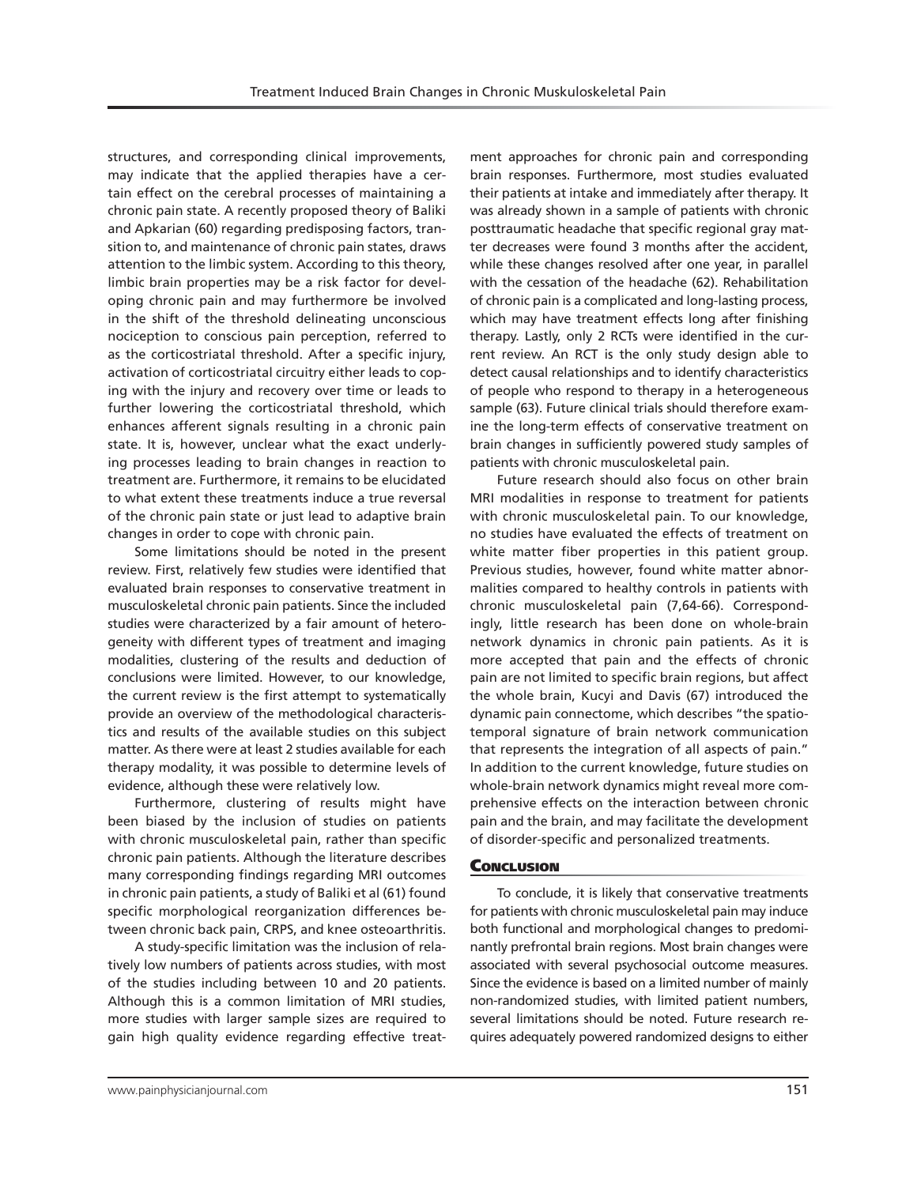structures, and corresponding clinical improvements, may indicate that the applied therapies have a certain effect on the cerebral processes of maintaining a chronic pain state. A recently proposed theory of Baliki and Apkarian (60) regarding predisposing factors, transition to, and maintenance of chronic pain states, draws attention to the limbic system. According to this theory, limbic brain properties may be a risk factor for developing chronic pain and may furthermore be involved in the shift of the threshold delineating unconscious nociception to conscious pain perception, referred to as the corticostriatal threshold. After a specific injury, activation of corticostriatal circuitry either leads to coping with the injury and recovery over time or leads to further lowering the corticostriatal threshold, which enhances afferent signals resulting in a chronic pain state. It is, however, unclear what the exact underlying processes leading to brain changes in reaction to treatment are. Furthermore, it remains to be elucidated to what extent these treatments induce a true reversal of the chronic pain state or just lead to adaptive brain changes in order to cope with chronic pain.

Some limitations should be noted in the present review. First, relatively few studies were identified that evaluated brain responses to conservative treatment in musculoskeletal chronic pain patients. Since the included studies were characterized by a fair amount of heterogeneity with different types of treatment and imaging modalities, clustering of the results and deduction of conclusions were limited. However, to our knowledge, the current review is the first attempt to systematically provide an overview of the methodological characteristics and results of the available studies on this subject matter. As there were at least 2 studies available for each therapy modality, it was possible to determine levels of evidence, although these were relatively low.

Furthermore, clustering of results might have been biased by the inclusion of studies on patients with chronic musculoskeletal pain, rather than specific chronic pain patients. Although the literature describes many corresponding findings regarding MRI outcomes in chronic pain patients, a study of Baliki et al (61) found specific morphological reorganization differences between chronic back pain, CRPS, and knee osteoarthritis.

A study-specific limitation was the inclusion of relatively low numbers of patients across studies, with most of the studies including between 10 and 20 patients. Although this is a common limitation of MRI studies, more studies with larger sample sizes are required to gain high quality evidence regarding effective treatment approaches for chronic pain and corresponding brain responses. Furthermore, most studies evaluated their patients at intake and immediately after therapy. It was already shown in a sample of patients with chronic posttraumatic headache that specific regional gray matter decreases were found 3 months after the accident, while these changes resolved after one year, in parallel with the cessation of the headache (62). Rehabilitation of chronic pain is a complicated and long-lasting process, which may have treatment effects long after finishing therapy. Lastly, only 2 RCTs were identified in the current review. An RCT is the only study design able to detect causal relationships and to identify characteristics of people who respond to therapy in a heterogeneous sample (63). Future clinical trials should therefore examine the long-term effects of conservative treatment on brain changes in sufficiently powered study samples of patients with chronic musculoskeletal pain.

Future research should also focus on other brain MRI modalities in response to treatment for patients with chronic musculoskeletal pain. To our knowledge, no studies have evaluated the effects of treatment on white matter fiber properties in this patient group. Previous studies, however, found white matter abnormalities compared to healthy controls in patients with chronic musculoskeletal pain (7,64-66). Correspondingly, little research has been done on whole-brain network dynamics in chronic pain patients. As it is more accepted that pain and the effects of chronic pain are not limited to specific brain regions, but affect the whole brain, Kucyi and Davis (67) introduced the dynamic pain connectome, which describes "the spatiotemporal signature of brain network communication that represents the integration of all aspects of pain." In addition to the current knowledge, future studies on whole-brain network dynamics might reveal more comprehensive effects on the interaction between chronic pain and the brain, and may facilitate the development of disorder-specific and personalized treatments.

## Conclusion

To conclude, it is likely that conservative treatments for patients with chronic musculoskeletal pain may induce both functional and morphological changes to predominantly prefrontal brain regions. Most brain changes were associated with several psychosocial outcome measures. Since the evidence is based on a limited number of mainly non-randomized studies, with limited patient numbers, several limitations should be noted. Future research requires adequately powered randomized designs to either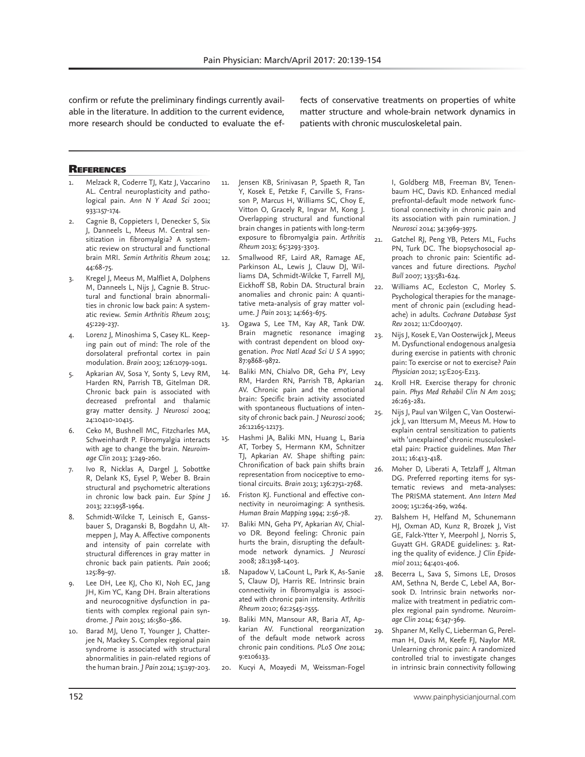confirm or refute the preliminary findings currently available in the literature. In addition to the current evidence, more research should be conducted to evaluate the effects of conservative treatments on properties of white matter structure and whole-brain network dynamics in patients with chronic musculoskeletal pain.

## References

1. Melzack R, Coderre TJ, Katz J, Vaccarino AL. Central neuroplasticity and pathological pain. *Ann N Y Acad Sci* 2001; 933:157-174.
2. Cagnie B, Coppieters I, Denecker S, Six J, Danneels L, Meeus M. Central sensitization in fibromyalgia? A systematic review on structural and functional brain MRI. *Semin Arthritis Rheum* 2014; 44:68-75.
3. Kregel J, Meeus M, Malfliet A, Dolphens M, Danneels L, Nijs J, Cagnie B. Structural and functional brain abnormalities in chronic low back pain: A systematic review. *Semin Arthritis Rheum* 2015; 45:229-237.
4. Lorenz J, Minoshima S, Casey KL. Keeping pain out of mind: The role of the dorsolateral prefrontal cortex in pain modulation. *Brain* 2003; 126:1079-1091.
5. Apkarian AV, Sosa Y, Sonty S, Levy RM, Harden RN, Parrish TB, Gitelman DR. Chronic back pain is associated with decreased prefrontal and thalamic gray matter density. *J Neurosci* 2004; 24:10410-10415.
6. Ceko M, Bushnell MC, Fitzcharles MA, Schweinhardt P. Fibromyalgia interacts with age to change the brain. *Neuroimage Clin* 2013; 3:249-260.
7. Ivo R, Nicklas A, Dargel J, Sobottke R, Delank KS, Eysel P, Weber B. Brain structural and psychometric alterations in chronic low back pain. *Eur Spine J* 2013; 22:1958-1964.
8. Schmidt-Wilcke T, Leinisch E, Ganssbauer S, Draganski B, Bogdahn U, Altmeppen J, May A. Affective components and intensity of pain correlate with structural differences in gray matter in chronic back pain patients. *Pain* 2006; 125:89-97.
9. Lee DH, Lee KJ, Cho KI, Noh EC, Jang JH, Kim YC, Kang DH. Brain alterations and neurocognitive dysfunction in patients with complex regional pain syndrome. *J Pain* 2015; 16:580-586.
10. Barad MJ, Ueno T, Younger J, Chatterjee N, Mackey S. Complex regional pain syndrome is associated with structural abnormalities in pain-related regions of the human brain. *J Pain* 2014; 15:197-203.
11. Jensen KB, Srinivasan P, Spaeth R, Tan Y, Kosek E, Petzke F, Carville S, Fransson P, Marcus H, Williams SC, Choy E, Vitton O, Gracely R, Ingvar M, Kong J. Overlapping structural and functional brain changes in patients with long-term exposure to fibromyalgia pain. *Arthritis Rheum* 2013; 65:3293-3303.
12. Smallwood RF, Laird AR, Ramage AE, Parkinson AL, Lewis J, Clauw DJ, Williams DA, Schmidt-Wilcke T, Farrell MJ, Eickhoff SB, Robin DA. Structural brain anomalies and chronic pain: A quantitative meta-analysis of gray matter volume. *J Pain* 2013; 14:663-675.
13. Ogawa S, Lee TM, Kay AR, Tank DW. Brain magnetic resonance imaging with contrast dependent on blood oxygenation. *Proc Natl Acad Sci U S A* 1990; 87:9868-9872.
14. Baliki MN, Chialvo DR, Geha PY, Levy RM, Harden RN, Parrish TB, Apkarian AV. Chronic pain and the emotional brain: Specific brain activity associated with spontaneous fluctuations of intensity of chronic back pain. *J Neurosci* 2006; 26:12165-12173.
15. Hashmi JA, Baliki MN, Huang L, Baria AT, Torbey S, Hermann KM, Schnitzer TJ, Apkarian AV. Shape shifting pain: Chronification of back pain shifts brain representation from nociceptive to emotional circuits. *Brain* 2013; 136:2751-2768.
16. Friston KJ. Functional and effective connectivity in neuroimaging: A synthesis. *Human Brain Mapping* 1994; 2:56-78.
17. Baliki MN, Geha PY, Apkarian AV, Chialvo DR. Beyond feeling: Chronic pain hurts the brain, disrupting the default-mode network dynamics. *J Neurosci* 2008; 28:1398-1403.
18. Napadow V, LaCount L, Park K, As-Sanie S, Clauw DJ, Harris RE. Intrinsic brain connectivity in fibromyalgia is associated with chronic pain intensity. *Arthritis Rheum* 2010; 62:2545-2555.
19. Baliki MN, Mansour AR, Baria AT, Apkarian AV. Functional reorganization of the default mode network across chronic pain conditions. *PLoS One* 2014; 9:e106133.
20. Kucyi A, Moayedi M, Weissman-Fogel I, Goldberg MB, Freeman BV, Tenenbaum HC, Davis KD. Enhanced medial prefrontal-default mode network functional connectivity in chronic pain and its association with pain rumination. *J Neurosci* 2014; 34:3969-3975.
21. Gatchel RJ, Peng YB, Peters ML, Fuchs PN, Turk DC. The biopsychosocial approach to chronic pain: Scientific advances and future directions. *Psychol Bull* 2007; 133:581-624.
22. Williams AC, Eccleston C, Morley S. Psychological therapies for the management of chronic pain (excluding headache) in adults. *Cochrane Database Syst Rev* 2012; 11:Cd007407.
23. Nijs J, Kosek E, Van Oosterwijck J, Meeus M. Dysfunctional endogenous analgesia during exercise in patients with chronic pain: To exercise or not to exercise? *Pain Physician* 2012; 15:E205-E213.
24. Kroll HR. Exercise therapy for chronic pain. *Phys Med Rehabil Clin N Am* 2015; 26:263-281.
25. Nijs J, Paul van Wilgen C, Van Oosterwijck J, van Ittersum M, Meeus M. How to explain central sensitization to patients with 'unexplained' chronic musculoskeletal pain: Practice guidelines. *Man Ther* 2011; 16:413-418.
26. Moher D, Liberati A, Tetzlaff J, Altman DG. Preferred reporting items for systematic reviews and meta-analyses: The PRISMA statement. *Ann Intern Med* 2009; 151:264-269, w264.
27. Balshem H, Helfand M, Schunemann HJ, Oxman AD, Kunz R, Brozek J, Vist GE, Falck-Ytter Y, Meerpohl J, Norris S, Guyatt GH. GRADE guidelines: 3. Rating the quality of evidence. *J Clin Epidemiol* 2011; 64:401-406.
28. Becerra L, Sava S, Simons LE, Drosos AM, Sethna N, Berde C, Lebel AA, Borsook D. Intrinsic brain networks normalize with treatment in pediatric complex regional pain syndrome. *Neuroimage Clin* 2014; 6:347-369.
29. Shpaner M, Kelly C, Lieberman G, Perelman H, Davis M, Keefe FJ, Naylor MR. Unlearning chronic pain: A randomized controlled trial to investigate changes in intrinsic brain connectivity following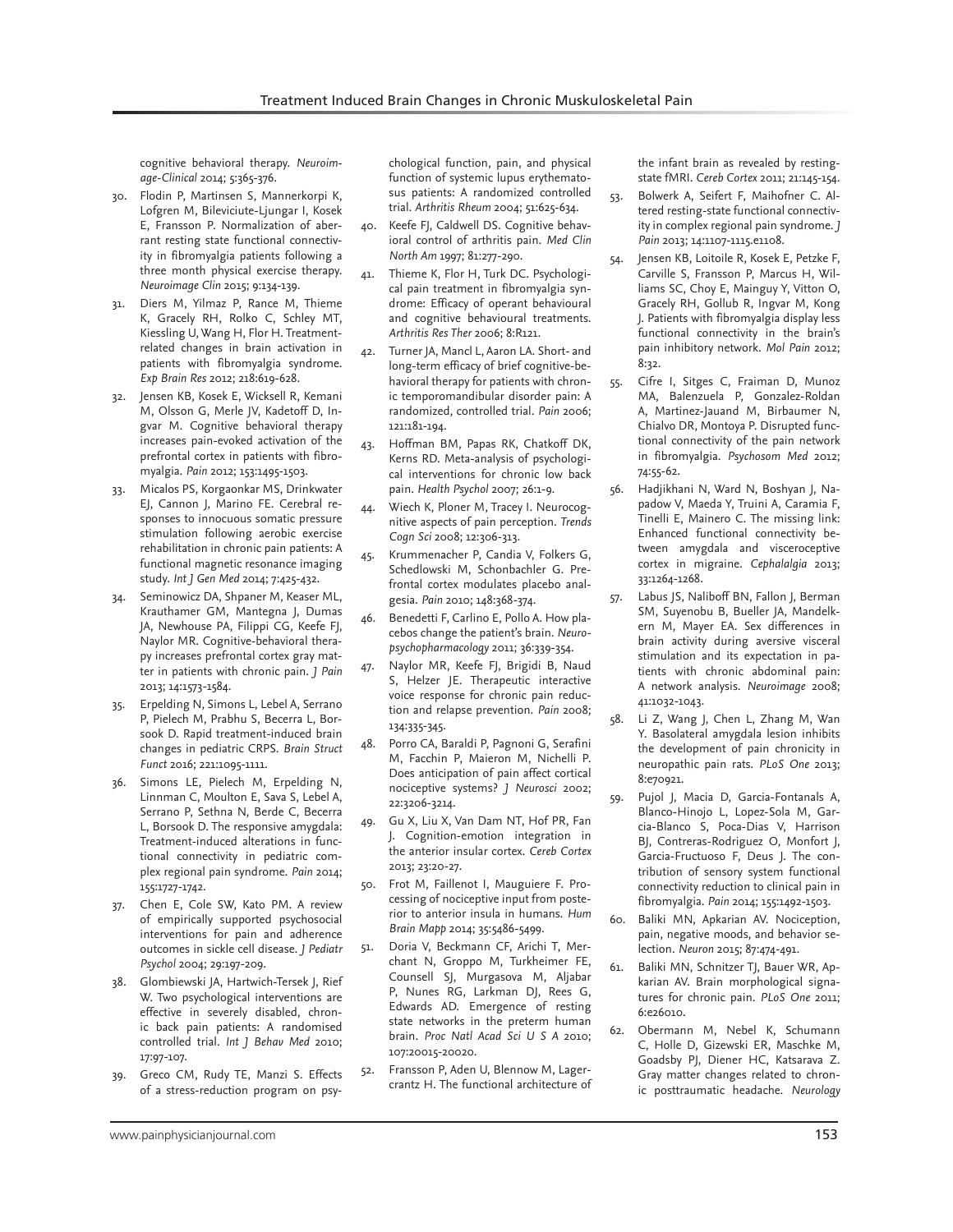cognitive behavioral therapy. *Neuroimage-Clinical* 2014; 5:365-376.

30. Flodin P, Martinsen S, Mannerkorpi K, Lofgren M, Bileviciute-Ljungar I, Kosek E, Fransson P. Normalization of aberrant resting state functional connectivity in fibromyalgia patients following a three month physical exercise therapy. *Neuroimage Clin* 2015; 9:134-139.
31. Diers M, Yilmaz P, Rance M, Thieme K, Gracely RH, Rolko C, Schley MT, Kiessling U, Wang H, Flor H. Treatment-related changes in brain activation in patients with fibromyalgia syndrome. *Exp Brain Res* 2012; 218:619-628.
32. Jensen KB, Kosek E, Wicksell R, Kemani M, Olsson G, Merle JV, Kadetoff D, Ingvar M. Cognitive behavioral therapy increases pain-evoked activation of the prefrontal cortex in patients with fibromyalgia. *Pain* 2012; 153:1495-1503.
33. Micalos PS, Korgaonkar MS, Drinkwater EJ, Cannon J, Marino FE. Cerebral responses to innocuous somatic pressure stimulation following aerobic exercise rehabilitation in chronic pain patients: A functional magnetic resonance imaging study. *Int J Gen Med* 2014; 7:425-432.
34. Seminowicz DA, Shpaner M, Keaser ML, Krauthamer GM, Mantegna J, Dumas JA, Newhouse PA, Filippi CG, Keefe FJ, Naylor MR. Cognitive-behavioral therapy increases prefrontal cortex gray matter in patients with chronic pain. *J Pain* 2013; 14:1573-1584.
35. Erpelding N, Simons L, Lebel A, Serrano P, Pielech M, Prabhu S, Becerra L, Borsook D. Rapid treatment-induced brain changes in pediatric CRPS. *Brain Struct Funct* 2016; 221:1095-1111.
36. Simons LE, Pielech M, Erpelding N, Linnman C, Moulton E, Sava S, Lebel A, Serrano P, Sethna N, Berde C, Becerra L, Borsook D. The responsive amygdala: Treatment-induced alterations in functional connectivity in pediatric complex regional pain syndrome. *Pain* 2014; 155:1727-1742.
37. Chen E, Cole SW, Kato PM. A review of empirically supported psychosocial interventions for pain and adherence outcomes in sickle cell disease. *J Pediatr Psychol* 2004; 29:197-209.
38. Glombiewski JA, Hartwich-Tersek J, Rief W. Two psychological interventions are effective in severely disabled, chronic back pain patients: A randomised controlled trial. *Int J Behav Med* 2010; 17:97-107.
39. Greco CM, Rudy TE, Manzi S. Effects of a stress-reduction program on psychological function, pain, and physical function of systemic lupus erythematosus patients: A randomized controlled trial. *Arthritis Rheum* 2004; 51:625-634.
40. Keefe FJ, Caldwell DS. Cognitive behavioral control of arthritis pain. *Med Clin North Am* 1997; 81:277-290.
41. Thieme K, Flor H, Turk DC. Psychological pain treatment in fibromyalgia syndrome: Efficacy of operant behavioural and cognitive behavioural treatments. *Arthritis Res Ther* 2006; 8:R121.
42. Turner JA, Mancl L, Aaron LA. Short- and long-term efficacy of brief cognitive-behavioral therapy for patients with chronic temporomandibular disorder pain: A randomized, controlled trial. *Pain* 2006; 121:181-194.
43. Hoffman BM, Papas RK, Chatkoff DK, Kerns RD. Meta-analysis of psychological interventions for chronic low back pain. *Health Psychol* 2007; 26:1-9.
44. Wiech K, Ploner M, Tracey I. Neurocognitive aspects of pain perception. *Trends Cogn Sci* 2008; 12:306-313.
45. Krummenacher P, Candia V, Folkers G, Schedlowski M, Schonbachler G. Prefrontal cortex modulates placebo analgesia. *Pain* 2010; 148:368-374.
46. Benedetti F, Carlino E, Pollo A. How placebos change the patient's brain. *Neuropsychopharmacology* 2011; 36:339-354.
47. Naylor MR, Keefe FJ, Brigidi B, Naud S, Helzer JE. Therapeutic interactive voice response for chronic pain reduction and relapse prevention. *Pain* 2008; 134:335-345.
48. Porro CA, Baraldi P, Pagnoni G, Serafini M, Facchin P, Maieron M, Nichelli P. Does anticipation of pain affect cortical nociceptive systems? *J Neurosci* 2002; 22:3206-3214.
49. Gu X, Liu X, Van Dam NT, Hof PR, Fan J. Cognition-emotion integration in the anterior insular cortex. *Cereb Cortex* 2013; 23:20-27.
50. Frot M, Faillenot I, Mauguiere F. Processing of nociceptive input from posterior to anterior insula in humans. *Hum Brain Mapp* 2014; 35:5486-5499.
51. Doria V, Beckmann CF, Arichi T, Merchant N, Groppo M, Turkheimer FE, Counsell SJ, Murgasova M, Aljabar P, Nunes RG, Larkman DJ, Rees G, Edwards AD. Emergence of resting state networks in the preterm human brain. *Proc Natl Acad Sci U S A* 2010; 107:20015-20020.
52. Fransson P, Aden U, Blennow M, Lagercrantz H. The functional architecture of the infant brain as revealed by resting-state fMRI. *Cereb Cortex* 2011; 21:145-154.
53. Bolwerk A, Seifert F, Maihofner C. Altered resting-state functional connectivity in complex regional pain syndrome. *J Pain* 2013; 14:1107-1115.e1108.
54. Jensen KB, Loitoile R, Kosek E, Petzke F, Carville S, Fransson P, Marcus H, Williams SC, Choy E, Mainguy Y, Vitton O, Gracely RH, Gollub R, Ingvar M, Kong J. Patients with fibromyalgia display less functional connectivity in the brain's pain inhibitory network. *Mol Pain* 2012; 8:32.
55. Cifre I, Sitges C, Fraiman D, Munoz MA, Balenzuela P, Gonzalez-Roldan A, Martinez-Jauand M, Birbaumer N, Chialvo DR, Montoya P. Disrupted functional connectivity of the pain network in fibromyalgia. *Psychosom Med* 2012; 74:55-62.
56. Hadjikhani N, Ward N, Boshyan J, Napadow V, Maeda Y, Truini A, Caramia F, Tinelli E, Mainero C. The missing link: Enhanced functional connectivity between amygdala and visceroceptive cortex in migraine. *Cephalalgia* 2013; 33:1264-1268.
57. Labus JS, Naliboff BN, Fallon J, Berman SM, Suyenobu B, Bueller JA, Mandelkern M, Mayer EA. Sex differences in brain activity during aversive visceral stimulation and its expectation in patients with chronic abdominal pain: A network analysis. *Neuroimage* 2008; 41:1032-1043.
58. Li Z, Wang J, Chen L, Zhang M, Wan Y. Basolateral amygdala lesion inhibits the development of pain chronicity in neuropathic pain rats. *PLoS One* 2013; 8:e70921.
59. Pujol J, Macia D, Garcia-Fontanals A, Blanco-Hinojo L, Lopez-Sola M, Garcia-Blanco S, Poca-Dias V, Harrison BJ, Contreras-Rodriguez O, Monfort J, Garcia-Fructuoso F, Deus J. The contribution of sensory system functional connectivity reduction to clinical pain in fibromyalgia. *Pain* 2014; 155:1492-1503.
60. Baliki MN, Apkarian AV. Nociception, pain, negative moods, and behavior selection. *Neuron* 2015; 87:474-491.
61. Baliki MN, Schnitzer TJ, Bauer WR, Apkarian AV. Brain morphological signatures for chronic pain. *PLoS One* 2011; 6:e26010.
62. Obermann M, Nebel K, Schumann C, Holle D, Gizewski ER, Maschke M, Goadsby PJ, Diener HC, Katsarava Z. Gray matter changes related to chronic posttraumatic headache. *Neurology*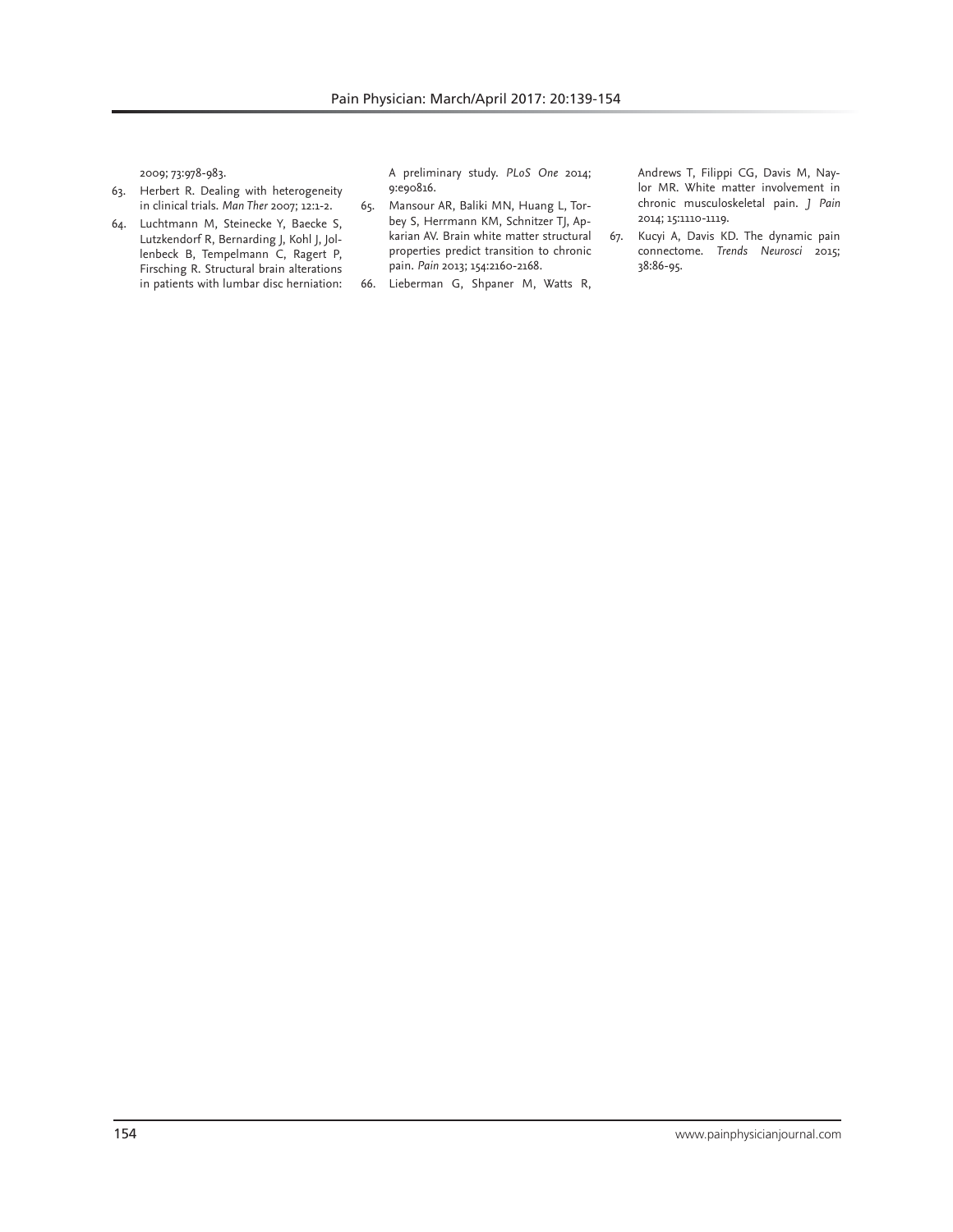2009; 73:978-983.

63. Herbert R. Dealing with heterogeneity in clinical trials. *Man Ther* 2007; 12:1-2.
64. Luchtmann M, Steinecke Y, Baecke S, Lutzkendorf R, Bernarding J, Kohl J, Jollenbeck B, Tempelmann C, Ragert P, Firsching R. Structural brain alterations in patients with lumbar disc herniation: A preliminary study. *PLoS One* 2014; 9:e90816.
65. Mansour AR, Baliki MN, Huang L, Torbey S, Herrmann KM, Schnitzer TJ, Apkarian AV. Brain white matter structural properties predict transition to chronic pain. *Pain* 2013; 154:2160-2168.
66. Lieberman G, Shpaner M, Watts R, Andrews T, Filippi CG, Davis M, Naylor MR. White matter involvement in chronic musculoskeletal pain. *J Pain* 2014; 15:1110-1119.
67. Kucyi A, Davis KD. The dynamic pain connectome. *Trends Neurosci* 2015; 38:86-95.